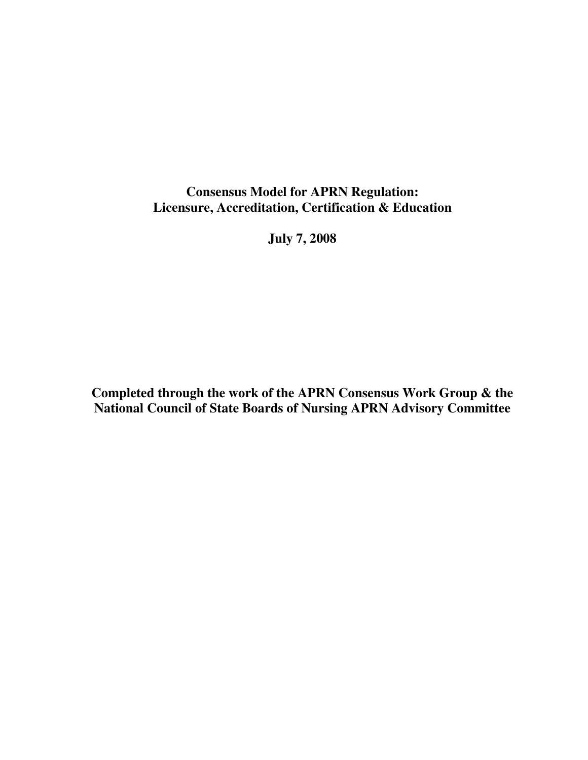# Consensus Model for APRN Regulation: Licensure, Accreditation, Certification & Education

**July 7, 2008**

**Completed through the work of the APRN Consensus Work Group & the National Council of State Boards of Nursing APRN Advisory Committee**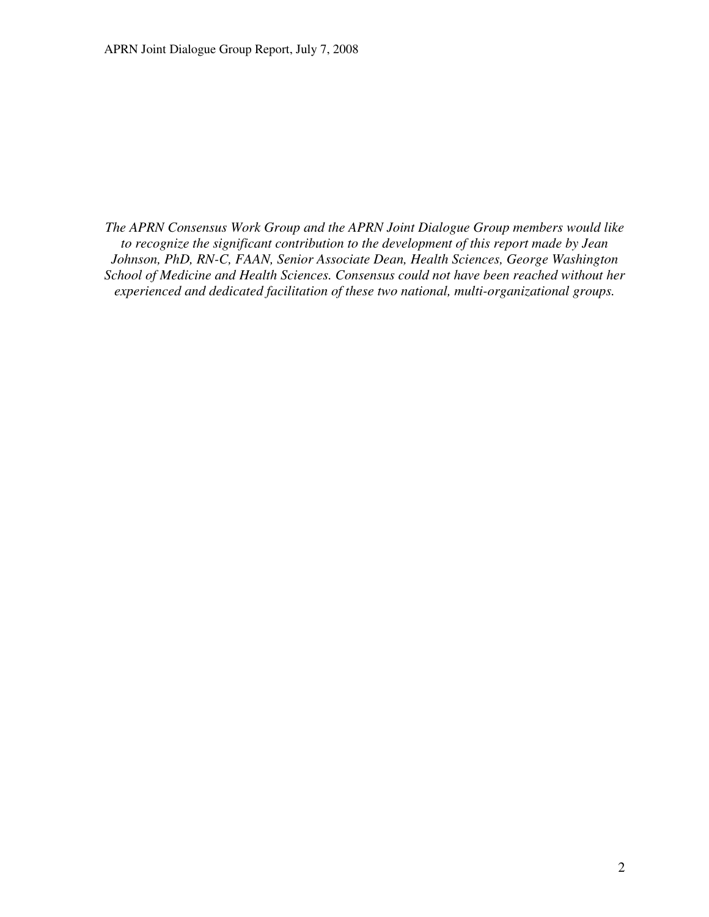*The APRN Consensus Work Group and the APRN Joint Dialogue Group members would like to recognize the significant contribution to the development of this report made by Jean Johnson, PhD, RN-C, FAAN, Senior Associate Dean, Health Sciences, George Washington School of Medicine and Health Sciences. Consensus could not have been reached without her experienced and dedicated facilitation of these two national, multi-organizational groups.*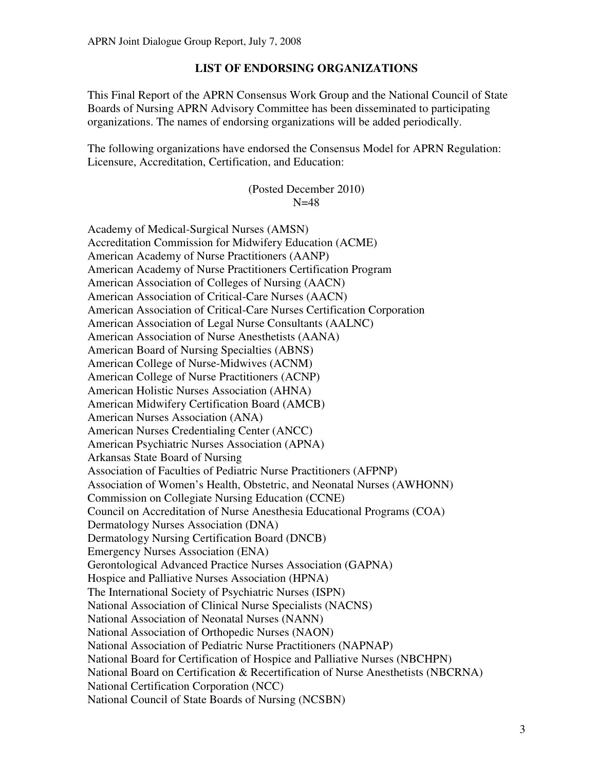## LIST OF ENDORSING ORGANIZATIONS

This Final Report of the APRN Consensus Work Group and the National Council of State Boards of Nursing APRN Advisory Committee has been disseminated to participating organizations. The names of endorsing organizations will be added periodically.

The following organizations have endorsed the Consensus Model for APRN Regulation: Licensure, Accreditation, Certification, and Education:

(Posted December 2010)
N=48

Academy of Medical-Surgical Nurses (AMSN)
Accreditation Commission for Midwifery Education (ACME)
American Academy of Nurse Practitioners (AANP)
American Academy of Nurse Practitioners Certification Program
American Association of Colleges of Nursing (AACN)
American Association of Critical-Care Nurses (AACN)
American Association of Critical-Care Nurses Certification Corporation
American Association of Legal Nurse Consultants (AALNC)
American Association of Nurse Anesthetists (AANA)
American Board of Nursing Specialties (ABNS)
American College of Nurse-Midwives (ACNM)
American College of Nurse Practitioners (ACNP)
American Holistic Nurses Association (AHNA)
American Midwifery Certification Board (AMCB)
American Nurses Association (ANA)
American Nurses Credentialing Center (ANCC)
American Psychiatric Nurses Association (APNA)
Arkansas State Board of Nursing
Association of Faculties of Pediatric Nurse Practitioners (AFPNP)
Association of Women's Health, Obstetric, and Neonatal Nurses (AWHONN)
Commission on Collegiate Nursing Education (CCNE)
Council on Accreditation of Nurse Anesthesia Educational Programs (COA)
Dermatology Nurses Association (DNA)
Dermatology Nursing Certification Board (DNCB)
Emergency Nurses Association (ENA)
Gerontological Advanced Practice Nurses Association (GAPNA)
Hospice and Palliative Nurses Association (HPNA)
The International Society of Psychiatric Nurses (ISPN)
National Association of Clinical Nurse Specialists (NACNS)
National Association of Neonatal Nurses (NANN)
National Association of Orthopedic Nurses (NAON)
National Association of Pediatric Nurse Practitioners (NAPNAP)
National Board for Certification of Hospice and Palliative Nurses (NBCHPN)
National Board on Certification & Recertification of Nurse Anesthetists (NBCRNA)
National Certification Corporation (NCC)
National Council of State Boards of Nursing (NCSBN)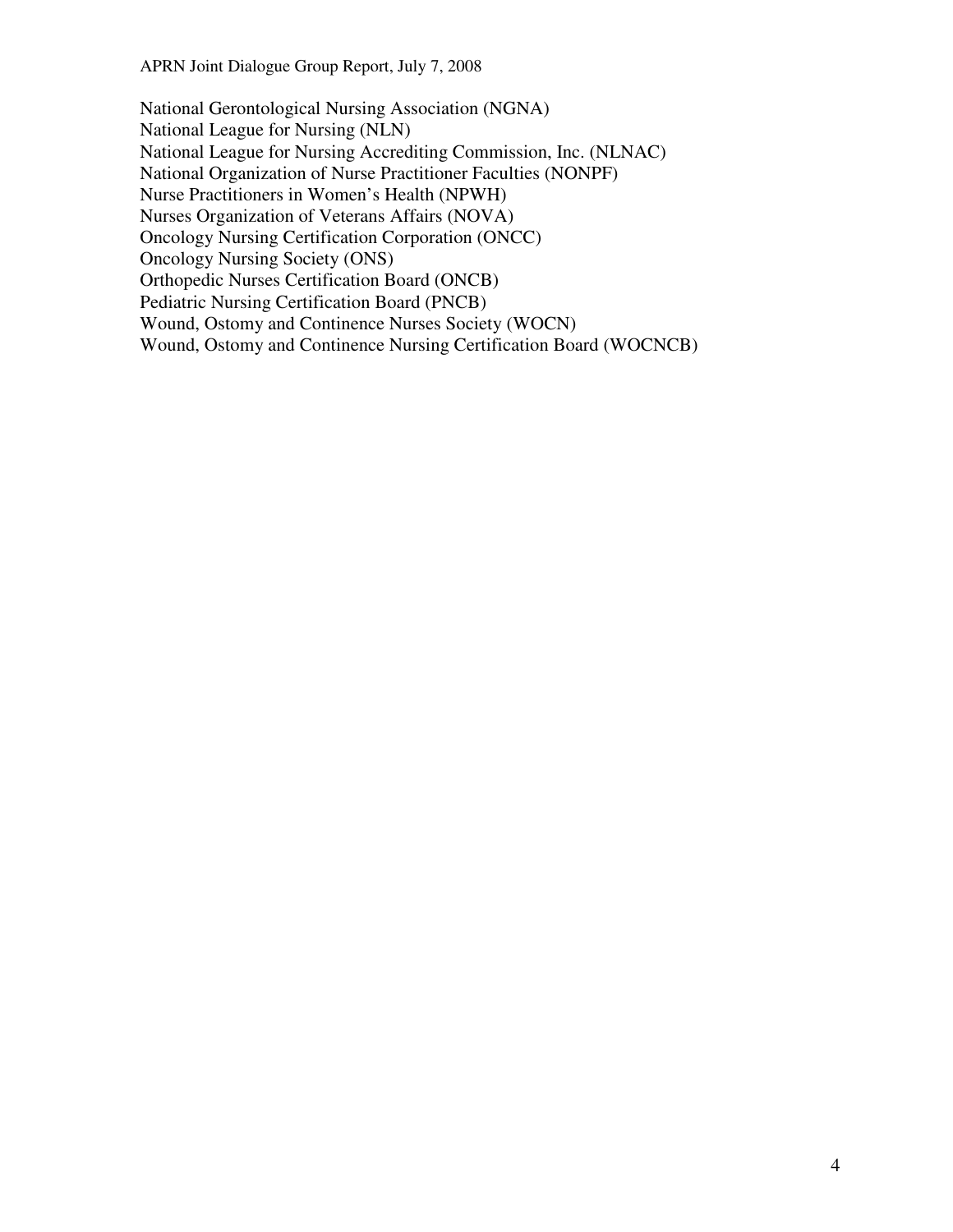National Gerontological Nursing Association (NGNA)
National League for Nursing (NLN)
National League for Nursing Accrediting Commission, Inc. (NLNAC)
National Organization of Nurse Practitioner Faculties (NONPF)
Nurse Practitioners in Women's Health (NPWH)
Nurses Organization of Veterans Affairs (NOVA)
Oncology Nursing Certification Corporation (ONCC)
Oncology Nursing Society (ONS)
Orthopedic Nurses Certification Board (ONCB)
Pediatric Nursing Certification Board (PNCB)
Wound, Ostomy and Continence Nurses Society (WOCN)
Wound, Ostomy and Continence Nursing Certification Board (WOCNCB)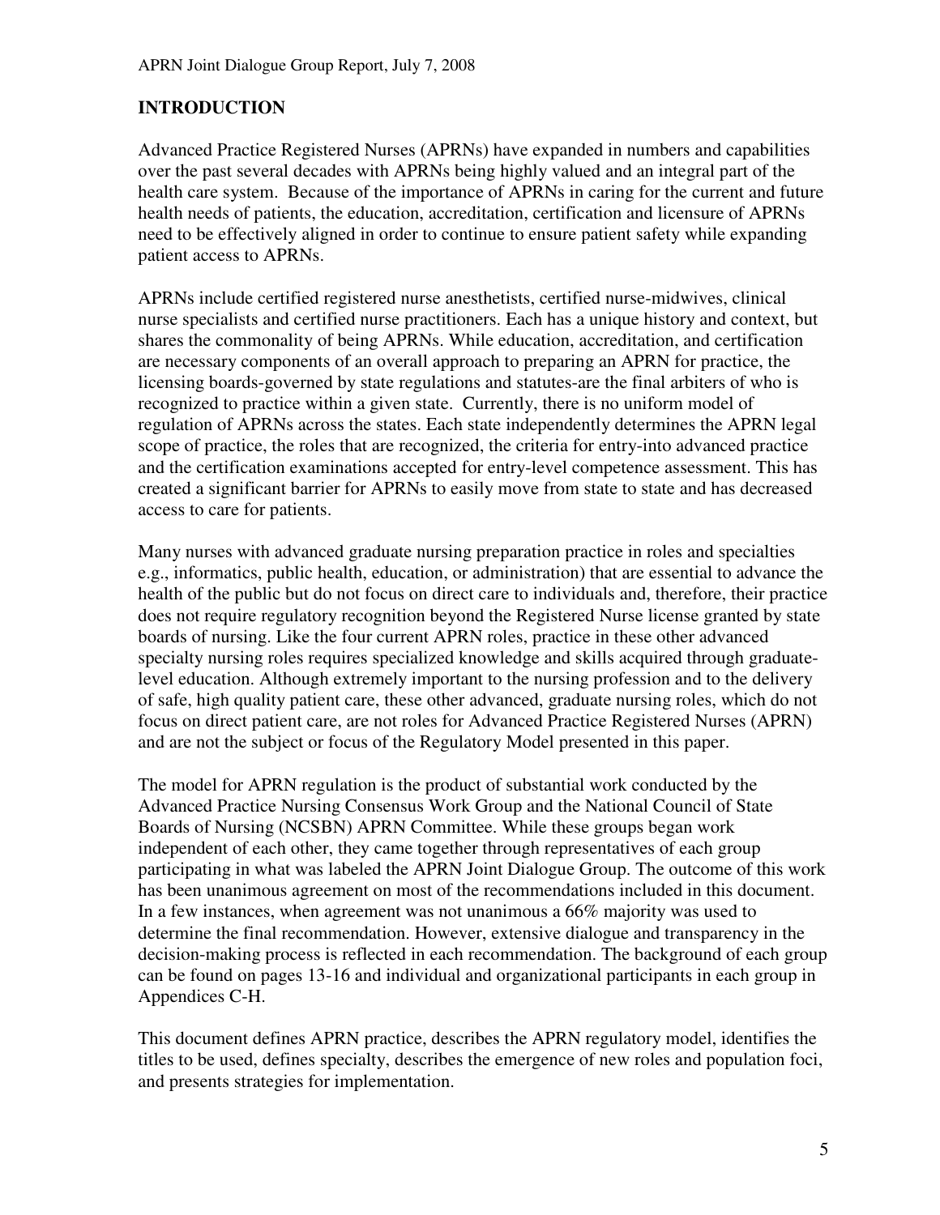## INTRODUCTION

Advanced Practice Registered Nurses (APRNs) have expanded in numbers and capabilities over the past several decades with APRNs being highly valued and an integral part of the health care system. Because of the importance of APRNs in caring for the current and future health needs of patients, the education, accreditation, certification and licensure of APRNs need to be effectively aligned in order to continue to ensure patient safety while expanding patient access to APRNs.

APRNs include certified registered nurse anesthetists, certified nurse-midwives, clinical nurse specialists and certified nurse practitioners. Each has a unique history and context, but shares the commonality of being APRNs. While education, accreditation, and certification are necessary components of an overall approach to preparing an APRN for practice, the licensing boards-governed by state regulations and statutes-are the final arbiters of who is recognized to practice within a given state. Currently, there is no uniform model of regulation of APRNs across the states. Each state independently determines the APRN legal scope of practice, the roles that are recognized, the criteria for entry-into advanced practice and the certification examinations accepted for entry-level competence assessment. This has created a significant barrier for APRNs to easily move from state to state and has decreased access to care for patients.

Many nurses with advanced graduate nursing preparation practice in roles and specialties e.g., informatics, public health, education, or administration) that are essential to advance the health of the public but do not focus on direct care to individuals and, therefore, their practice does not require regulatory recognition beyond the Registered Nurse license granted by state boards of nursing. Like the four current APRN roles, practice in these other advanced specialty nursing roles requires specialized knowledge and skills acquired through graduate-level education. Although extremely important to the nursing profession and to the delivery of safe, high quality patient care, these other advanced, graduate nursing roles, which do not focus on direct patient care, are not roles for Advanced Practice Registered Nurses (APRN) and are not the subject or focus of the Regulatory Model presented in this paper.

The model for APRN regulation is the product of substantial work conducted by the Advanced Practice Nursing Consensus Work Group and the National Council of State Boards of Nursing (NCSBN) APRN Committee. While these groups began work independent of each other, they came together through representatives of each group participating in what was labeled the APRN Joint Dialogue Group. The outcome of this work has been unanimous agreement on most of the recommendations included in this document. In a few instances, when agreement was not unanimous a 66% majority was used to determine the final recommendation. However, extensive dialogue and transparency in the decision-making process is reflected in each recommendation. The background of each group can be found on pages 13-16 and individual and organizational participants in each group in Appendices C-H.

This document defines APRN practice, describes the APRN regulatory model, identifies the titles to be used, defines specialty, describes the emergence of new roles and population foci, and presents strategies for implementation.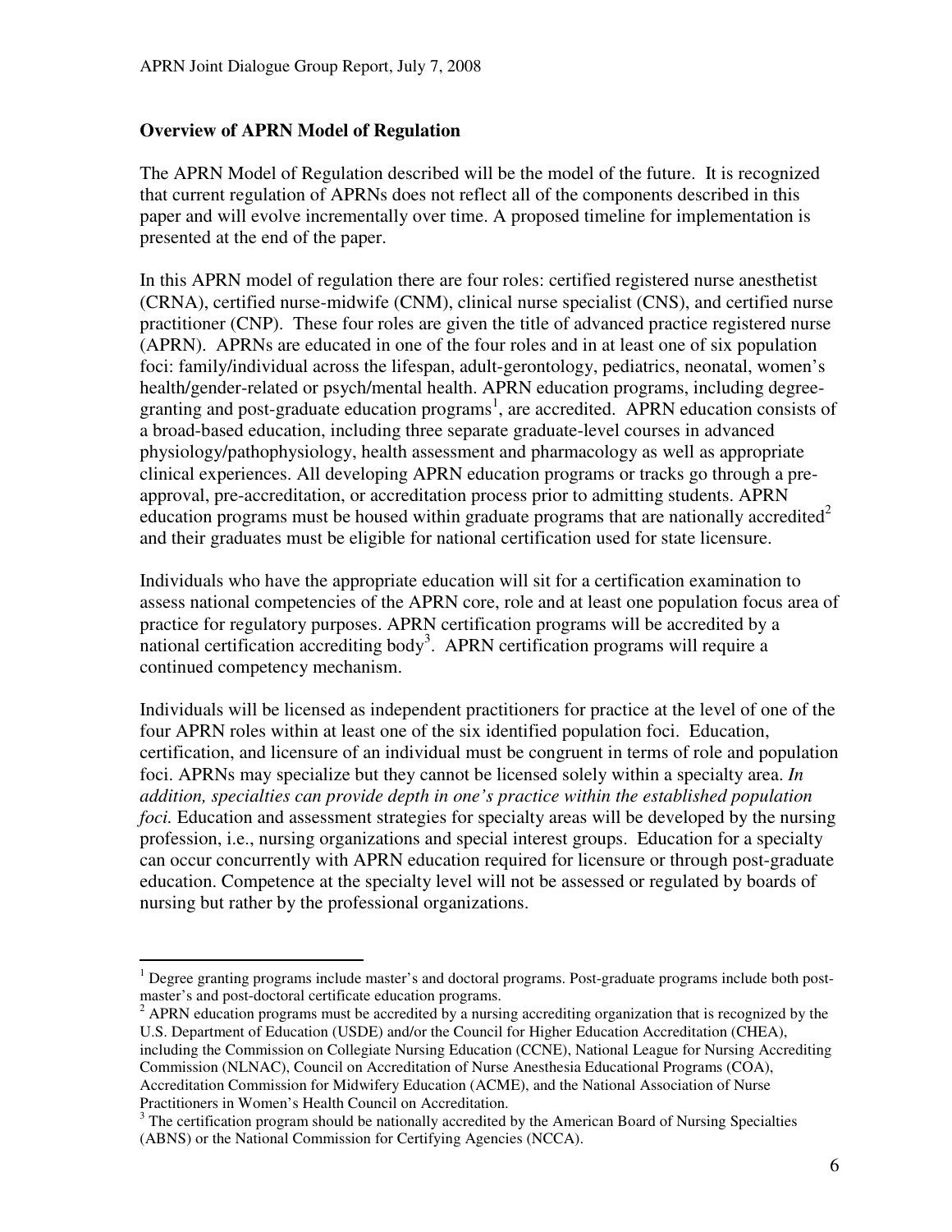## Overview of APRN Model of Regulation

The APRN Model of Regulation described will be the model of the future. It is recognized that current regulation of APRNs does not reflect all of the components described in this paper and will evolve incrementally over time. A proposed timeline for implementation is presented at the end of the paper.

In this APRN model of regulation there are four roles: certified registered nurse anesthetist (CRNA), certified nurse-midwife (CNM), clinical nurse specialist (CNS), and certified nurse practitioner (CNP). These four roles are given the title of advanced practice registered nurse (APRN). APRNs are educated in one of the four roles and in at least one of six population foci: family/individual across the lifespan, adult-gerontology, pediatrics, neonatal, women's health/gender-related or psych/mental health. APRN education programs, including degree-granting and post-graduate education programs[1], are accredited. APRN education consists of a broad-based education, including three separate graduate-level courses in advanced physiology/pathophysiology, health assessment and pharmacology as well as appropriate clinical experiences. All developing APRN education programs or tracks go through a pre-approval, pre-accreditation, or accreditation process prior to admitting students. APRN education programs must be housed within graduate programs that are nationally accredited[2] and their graduates must be eligible for national certification used for state licensure.

Individuals who have the appropriate education will sit for a certification examination to assess national competencies of the APRN core, role and at least one population focus area of practice for regulatory purposes. APRN certification programs will be accredited by a national certification accrediting body[3]. APRN certification programs will require a continued competency mechanism.

Individuals will be licensed as independent practitioners for practice at the level of one of the four APRN roles within at least one of the six identified population foci. Education, certification, and licensure of an individual must be congruent in terms of role and population foci. APRNs may specialize but they cannot be licensed solely within a specialty area. *In addition, specialties can provide depth in one's practice within the established population foci.* Education and assessment strategies for specialty areas will be developed by the nursing profession, i.e., nursing organizations and special interest groups. Education for a specialty can occur concurrently with APRN education required for licensure or through post-graduate education. Competence at the specialty level will not be assessed or regulated by boards of nursing but rather by the professional organizations.

---

[1] Degree granting programs include master's and doctoral programs. Post-graduate programs include both post-master's and post-doctoral certificate education programs.

[2] APRN education programs must be accredited by a nursing accrediting organization that is recognized by the U.S. Department of Education (USDE) and/or the Council for Higher Education Accreditation (CHEA), including the Commission on Collegiate Nursing Education (CCNE), National League for Nursing Accrediting Commission (NLNAC), Council on Accreditation of Nurse Anesthesia Educational Programs (COA), Accreditation Commission for Midwifery Education (ACME), and the National Association of Nurse Practitioners in Women's Health Council on Accreditation.

[3] The certification program should be nationally accredited by the American Board of Nursing Specialties (ABNS) or the National Commission for Certifying Agencies (NCCA).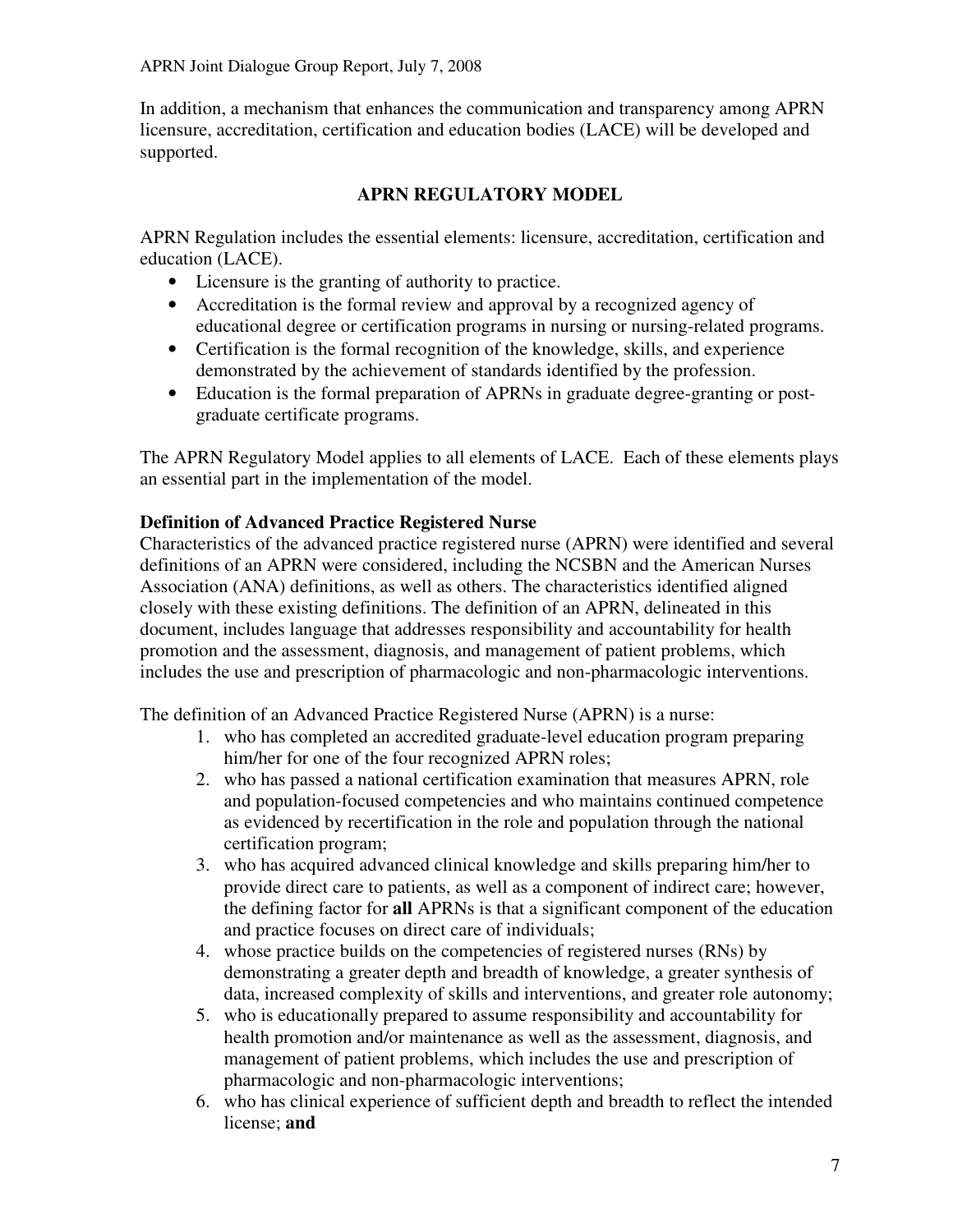In addition, a mechanism that enhances the communication and transparency among APRN licensure, accreditation, certification and education bodies (LACE) will be developed and supported.

## APRN REGULATORY MODEL

APRN Regulation includes the essential elements: licensure, accreditation, certification and education (LACE).

- Licensure is the granting of authority to practice.
- Accreditation is the formal review and approval by a recognized agency of educational degree or certification programs in nursing or nursing-related programs.
- Certification is the formal recognition of the knowledge, skills, and experience demonstrated by the achievement of standards identified by the profession.
- Education is the formal preparation of APRNs in graduate degree-granting or post-graduate certificate programs.

The APRN Regulatory Model applies to all elements of LACE. Each of these elements plays an essential part in the implementation of the model.

### Definition of Advanced Practice Registered Nurse

Characteristics of the advanced practice registered nurse (APRN) were identified and several definitions of an APRN were considered, including the NCSBN and the American Nurses Association (ANA) definitions, as well as others. The characteristics identified aligned closely with these existing definitions. The definition of an APRN, delineated in this document, includes language that addresses responsibility and accountability for health promotion and the assessment, diagnosis, and management of patient problems, which includes the use and prescription of pharmacologic and non-pharmacologic interventions.

The definition of an Advanced Practice Registered Nurse (APRN) is a nurse:

1. who has completed an accredited graduate-level education program preparing him/her for one of the four recognized APRN roles;
2. who has passed a national certification examination that measures APRN, role and population-focused competencies and who maintains continued competence as evidenced by recertification in the role and population through the national certification program;
3. who has acquired advanced clinical knowledge and skills preparing him/her to provide direct care to patients, as well as a component of indirect care; however, the defining factor for **all** APRNs is that a significant component of the education and practice focuses on direct care of individuals;
4. whose practice builds on the competencies of registered nurses (RNs) by demonstrating a greater depth and breadth of knowledge, a greater synthesis of data, increased complexity of skills and interventions, and greater role autonomy;
5. who is educationally prepared to assume responsibility and accountability for health promotion and/or maintenance as well as the assessment, diagnosis, and management of patient problems, which includes the use and prescription of pharmacologic and non-pharmacologic interventions;
6. who has clinical experience of sufficient depth and breadth to reflect the intended license; **and**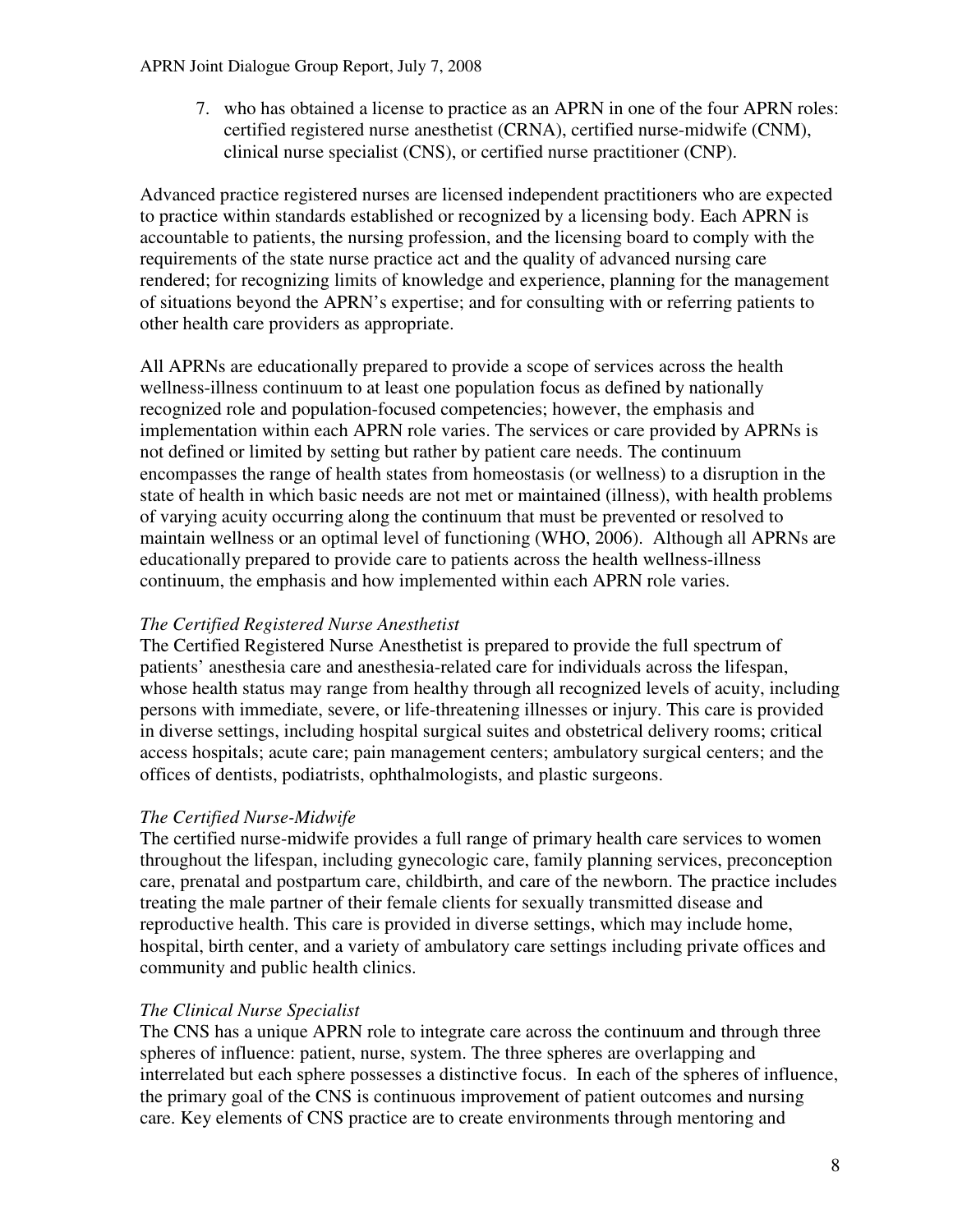7. who has obtained a license to practice as an APRN in one of the four APRN roles: certified registered nurse anesthetist (CRNA), certified nurse-midwife (CNM), clinical nurse specialist (CNS), or certified nurse practitioner (CNP).

Advanced practice registered nurses are licensed independent practitioners who are expected to practice within standards established or recognized by a licensing body. Each APRN is accountable to patients, the nursing profession, and the licensing board to comply with the requirements of the state nurse practice act and the quality of advanced nursing care rendered; for recognizing limits of knowledge and experience, planning for the management of situations beyond the APRN's expertise; and for consulting with or referring patients to other health care providers as appropriate.

All APRNs are educationally prepared to provide a scope of services across the health wellness-illness continuum to at least one population focus as defined by nationally recognized role and population-focused competencies; however, the emphasis and implementation within each APRN role varies. The services or care provided by APRNs is not defined or limited by setting but rather by patient care needs. The continuum encompasses the range of health states from homeostasis (or wellness) to a disruption in the state of health in which basic needs are not met or maintained (illness), with health problems of varying acuity occurring along the continuum that must be prevented or resolved to maintain wellness or an optimal level of functioning (WHO, 2006). Although all APRNs are educationally prepared to provide care to patients across the health wellness-illness continuum, the emphasis and how implemented within each APRN role varies.

*The Certified Registered Nurse Anesthetist*

The Certified Registered Nurse Anesthetist is prepared to provide the full spectrum of patients' anesthesia care and anesthesia-related care for individuals across the lifespan, whose health status may range from healthy through all recognized levels of acuity, including persons with immediate, severe, or life-threatening illnesses or injury. This care is provided in diverse settings, including hospital surgical suites and obstetrical delivery rooms; critical access hospitals; acute care; pain management centers; ambulatory surgical centers; and the offices of dentists, podiatrists, ophthalmologists, and plastic surgeons.

*The Certified Nurse-Midwife*

The certified nurse-midwife provides a full range of primary health care services to women throughout the lifespan, including gynecologic care, family planning services, preconception care, prenatal and postpartum care, childbirth, and care of the newborn. The practice includes treating the male partner of their female clients for sexually transmitted disease and reproductive health. This care is provided in diverse settings, which may include home, hospital, birth center, and a variety of ambulatory care settings including private offices and community and public health clinics.

*The Clinical Nurse Specialist*

The CNS has a unique APRN role to integrate care across the continuum and through three spheres of influence: patient, nurse, system. The three spheres are overlapping and interrelated but each sphere possesses a distinctive focus. In each of the spheres of influence, the primary goal of the CNS is continuous improvement of patient outcomes and nursing care. Key elements of CNS practice are to create environments through mentoring and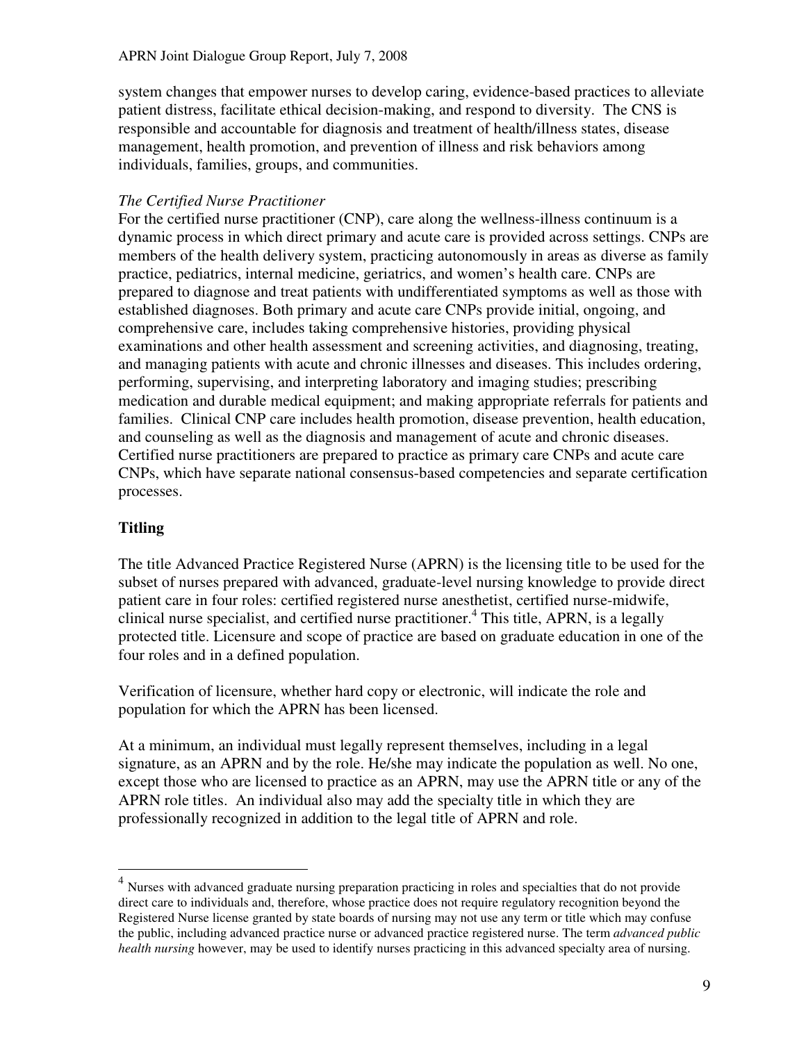system changes that empower nurses to develop caring, evidence-based practices to alleviate patient distress, facilitate ethical decision-making, and respond to diversity. The CNS is responsible and accountable for diagnosis and treatment of health/illness states, disease management, health promotion, and prevention of illness and risk behaviors among individuals, families, groups, and communities.

*The Certified Nurse Practitioner*

For the certified nurse practitioner (CNP), care along the wellness-illness continuum is a dynamic process in which direct primary and acute care is provided across settings. CNPs are members of the health delivery system, practicing autonomously in areas as diverse as family practice, pediatrics, internal medicine, geriatrics, and women's health care. CNPs are prepared to diagnose and treat patients with undifferentiated symptoms as well as those with established diagnoses. Both primary and acute care CNPs provide initial, ongoing, and comprehensive care, includes taking comprehensive histories, providing physical examinations and other health assessment and screening activities, and diagnosing, treating, and managing patients with acute and chronic illnesses and diseases. This includes ordering, performing, supervising, and interpreting laboratory and imaging studies; prescribing medication and durable medical equipment; and making appropriate referrals for patients and families. Clinical CNP care includes health promotion, disease prevention, health education, and counseling as well as the diagnosis and management of acute and chronic diseases. Certified nurse practitioners are prepared to practice as primary care CNPs and acute care CNPs, which have separate national consensus-based competencies and separate certification processes.

## Titling

The title Advanced Practice Registered Nurse (APRN) is the licensing title to be used for the subset of nurses prepared with advanced, graduate-level nursing knowledge to provide direct patient care in four roles: certified registered nurse anesthetist, certified nurse-midwife, clinical nurse specialist, and certified nurse practitioner.[4] This title, APRN, is a legally protected title. Licensure and scope of practice are based on graduate education in one of the four roles and in a defined population.

Verification of licensure, whether hard copy or electronic, will indicate the role and population for which the APRN has been licensed.

At a minimum, an individual must legally represent themselves, including in a legal signature, as an APRN and by the role. He/she may indicate the population as well. No one, except those who are licensed to practice as an APRN, may use the APRN title or any of the APRN role titles. An individual also may add the specialty title in which they are professionally recognized in addition to the legal title of APRN and role.

---

[4] Nurses with advanced graduate nursing preparation practicing in roles and specialties that do not provide direct care to individuals and, therefore, whose practice does not require regulatory recognition beyond the Registered Nurse license granted by state boards of nursing may not use any term or title which may confuse the public, including advanced practice nurse or advanced practice registered nurse. The term *advanced public health nursing* however, may be used to identify nurses practicing in this advanced specialty area of nursing.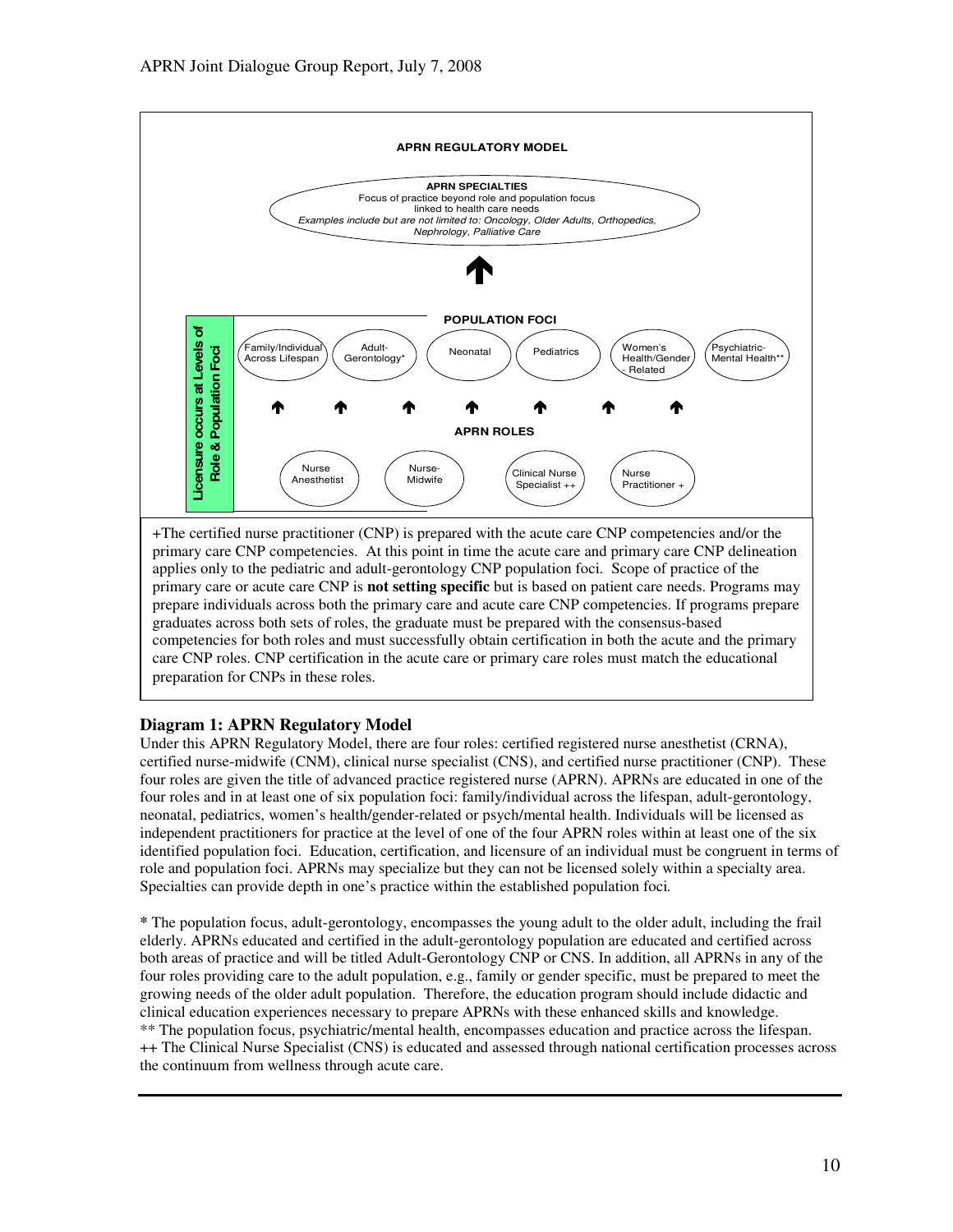**APRN REGULATORY MODEL**

**APRN SPECIALTIES**
Focus of practice beyond role and population focus
linked to health care needs
*Examples include but are not limited to: Oncology, Older Adults, Orthopedics, Nephrology, Palliative Care*

**POPULATION FOCI**

Family/Individual Across Lifespan
Adult-Gerontology*
Neonatal
Pediatrics
Women's Health/Gender - Related
Psychiatric-Mental Health**

**APRN ROLES**

Nurse Anesthetist
Nurse-Midwife
Clinical Nurse Specialist ++
Nurse Practitioner +

**Licensure occurs at Levels of Role & Population Foci**

+The certified nurse practitioner (CNP) is prepared with the acute care CNP competencies and/or the primary care CNP competencies. At this point in time the acute care and primary care CNP delineation applies only to the pediatric and adult-gerontology CNP population foci. Scope of practice of the primary care or acute care CNP is **not setting specific** but is based on patient care needs. Programs may prepare individuals across both the primary care and acute care CNP competencies. If programs prepare graduates across both sets of roles, the graduate must be prepared with the consensus-based competencies for both roles and must successfully obtain certification in both the acute and the primary care CNP roles. CNP certification in the acute care or primary care roles must match the educational preparation for CNPs in these roles.

### Diagram 1: APRN Regulatory Model

Under this APRN Regulatory Model, there are four roles: certified registered nurse anesthetist (CRNA), certified nurse-midwife (CNM), clinical nurse specialist (CNS), and certified nurse practitioner (CNP). These four roles are given the title of advanced practice registered nurse (APRN). APRNs are educated in one of the four roles and in at least one of six population foci: family/individual across the lifespan, adult-gerontology, neonatal, pediatrics, women's health/gender-related or psych/mental health. Individuals will be licensed as independent practitioners for practice at the level of one of the four APRN roles within at least one of the six identified population foci. Education, certification, and licensure of an individual must be congruent in terms of role and population foci. APRNs may specialize but they can not be licensed solely within a specialty area. Specialties can provide depth in one's practice within the established population foci.

**\*** The population focus, adult-gerontology, encompasses the young adult to the older adult, including the frail elderly. APRNs educated and certified in the adult-gerontology population are educated and certified across both areas of practice and will be titled Adult-Gerontology CNP or CNS. In addition, all APRNs in any of the four roles providing care to the adult population, e.g., family or gender specific, must be prepared to meet the growing needs of the older adult population. Therefore, the education program should include didactic and clinical education experiences necessary to prepare APRNs with these enhanced skills and knowledge.
** The population focus, psychiatric/mental health, encompasses education and practice across the lifespan.
++ The Clinical Nurse Specialist (CNS) is educated and assessed through national certification processes across the continuum from wellness through acute care.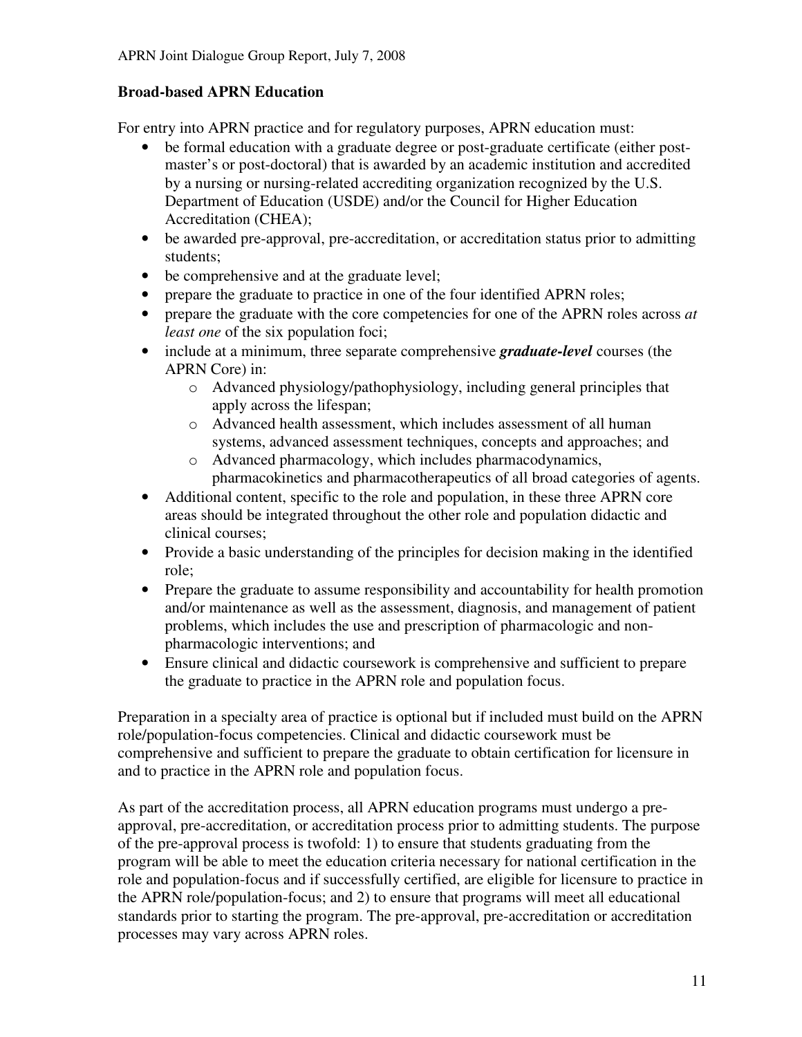## Broad-based APRN Education

For entry into APRN practice and for regulatory purposes, APRN education must:

- be formal education with a graduate degree or post-graduate certificate (either post-master's or post-doctoral) that is awarded by an academic institution and accredited by a nursing or nursing-related accrediting organization recognized by the U.S. Department of Education (USDE) and/or the Council for Higher Education Accreditation (CHEA);
- be awarded pre-approval, pre-accreditation, or accreditation status prior to admitting students;
- be comprehensive and at the graduate level;
- prepare the graduate to practice in one of the four identified APRN roles;
- prepare the graduate with the core competencies for one of the APRN roles across *at least one* of the six population foci;
- include at a minimum, three separate comprehensive ***graduate-level*** courses (the APRN Core) in:
    - Advanced physiology/pathophysiology, including general principles that apply across the lifespan;
    - Advanced health assessment, which includes assessment of all human systems, advanced assessment techniques, concepts and approaches; and
    - Advanced pharmacology, which includes pharmacodynamics, pharmacokinetics and pharmacotherapeutics of all broad categories of agents.
- Additional content, specific to the role and population, in these three APRN core areas should be integrated throughout the other role and population didactic and clinical courses;
- Provide a basic understanding of the principles for decision making in the identified role;
- Prepare the graduate to assume responsibility and accountability for health promotion and/or maintenance as well as the assessment, diagnosis, and management of patient problems, which includes the use and prescription of pharmacologic and non-pharmacologic interventions; and
- Ensure clinical and didactic coursework is comprehensive and sufficient to prepare the graduate to practice in the APRN role and population focus.

Preparation in a specialty area of practice is optional but if included must build on the APRN role/population-focus competencies. Clinical and didactic coursework must be comprehensive and sufficient to prepare the graduate to obtain certification for licensure in and to practice in the APRN role and population focus.

As part of the accreditation process, all APRN education programs must undergo a pre-approval, pre-accreditation, or accreditation process prior to admitting students. The purpose of the pre-approval process is twofold: 1) to ensure that students graduating from the program will be able to meet the education criteria necessary for national certification in the role and population-focus and if successfully certified, are eligible for licensure to practice in the APRN role/population-focus; and 2) to ensure that programs will meet all educational standards prior to starting the program. The pre-approval, pre-accreditation or accreditation processes may vary across APRN roles.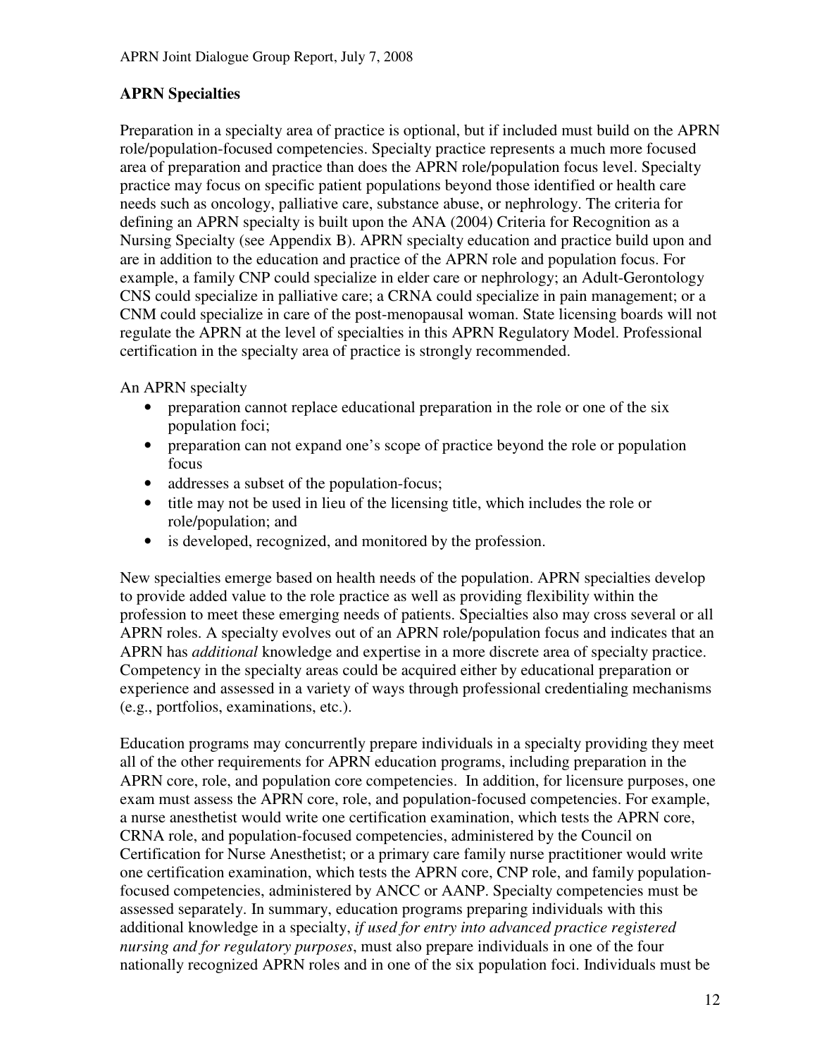## APRN Specialties

Preparation in a specialty area of practice is optional, but if included must build on the APRN role/population-focused competencies. Specialty practice represents a much more focused area of preparation and practice than does the APRN role/population focus level. Specialty practice may focus on specific patient populations beyond those identified or health care needs such as oncology, palliative care, substance abuse, or nephrology. The criteria for defining an APRN specialty is built upon the ANA (2004) Criteria for Recognition as a Nursing Specialty (see Appendix B). APRN specialty education and practice build upon and are in addition to the education and practice of the APRN role and population focus. For example, a family CNP could specialize in elder care or nephrology; an Adult-Gerontology CNS could specialize in palliative care; a CRNA could specialize in pain management; or a CNM could specialize in care of the post-menopausal woman. State licensing boards will not regulate the APRN at the level of specialties in this APRN Regulatory Model. Professional certification in the specialty area of practice is strongly recommended.

An APRN specialty

- preparation cannot replace educational preparation in the role or one of the six population foci;
- preparation can not expand one's scope of practice beyond the role or population focus
- addresses a subset of the population-focus;
- title may not be used in lieu of the licensing title, which includes the role or role/population; and
- is developed, recognized, and monitored by the profession.

New specialties emerge based on health needs of the population. APRN specialties develop to provide added value to the role practice as well as providing flexibility within the profession to meet these emerging needs of patients. Specialties also may cross several or all APRN roles. A specialty evolves out of an APRN role/population focus and indicates that an APRN has *additional* knowledge and expertise in a more discrete area of specialty practice. Competency in the specialty areas could be acquired either by educational preparation or experience and assessed in a variety of ways through professional credentialing mechanisms (e.g., portfolios, examinations, etc.).

Education programs may concurrently prepare individuals in a specialty providing they meet all of the other requirements for APRN education programs, including preparation in the APRN core, role, and population core competencies. In addition, for licensure purposes, one exam must assess the APRN core, role, and population-focused competencies. For example, a nurse anesthetist would write one certification examination, which tests the APRN core, CRNA role, and population-focused competencies, administered by the Council on Certification for Nurse Anesthetist; or a primary care family nurse practitioner would write one certification examination, which tests the APRN core, CNP role, and family population-focused competencies, administered by ANCC or AANP. Specialty competencies must be assessed separately. In summary, education programs preparing individuals with this additional knowledge in a specialty, *if used for entry into advanced practice registered nursing and for regulatory purposes*, must also prepare individuals in one of the four nationally recognized APRN roles and in one of the six population foci. Individuals must be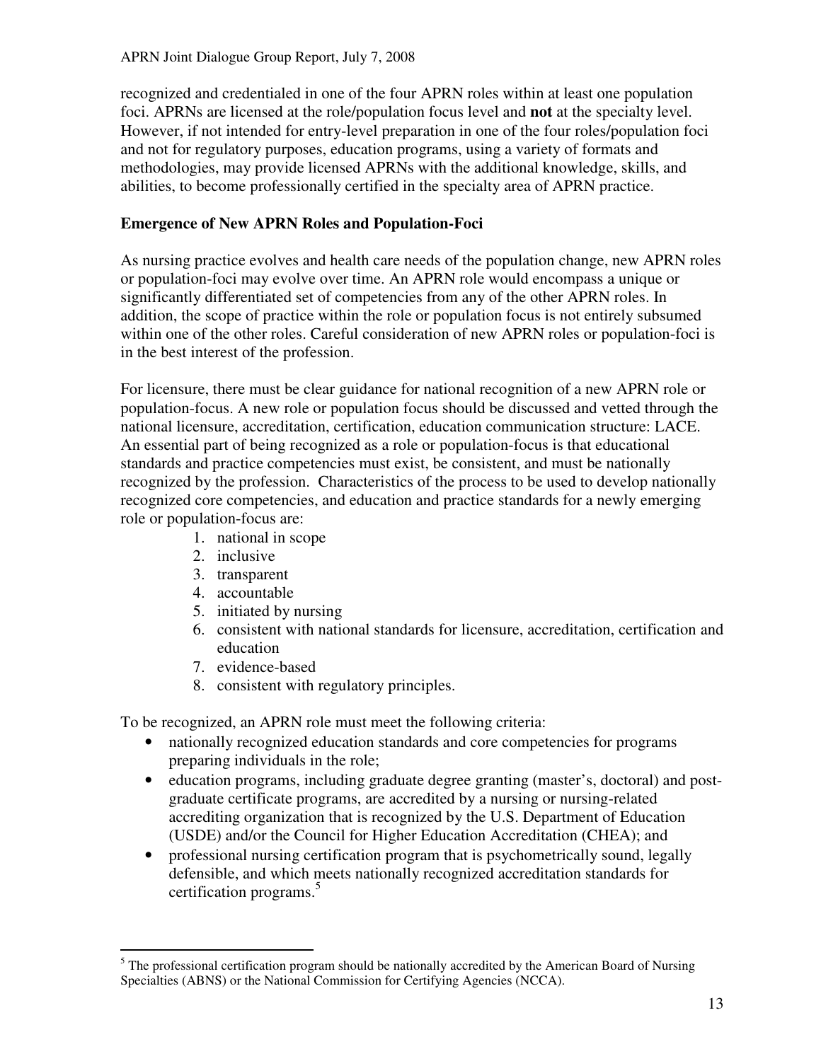recognized and credentialed in one of the four APRN roles within at least one population foci. APRNs are licensed at the role/population focus level and **not** at the specialty level. However, if not intended for entry-level preparation in one of the four roles/population foci and not for regulatory purposes, education programs, using a variety of formats and methodologies, may provide licensed APRNs with the additional knowledge, skills, and abilities, to become professionally certified in the specialty area of APRN practice.

### Emergence of New APRN Roles and Population-Foci

As nursing practice evolves and health care needs of the population change, new APRN roles or population-foci may evolve over time. An APRN role would encompass a unique or significantly differentiated set of competencies from any of the other APRN roles. In addition, the scope of practice within the role or population focus is not entirely subsumed within one of the other roles. Careful consideration of new APRN roles or population-foci is in the best interest of the profession.

For licensure, there must be clear guidance for national recognition of a new APRN role or population-focus. A new role or population focus should be discussed and vetted through the national licensure, accreditation, certification, education communication structure: LACE. An essential part of being recognized as a role or population-focus is that educational standards and practice competencies must exist, be consistent, and must be nationally recognized by the profession. Characteristics of the process to be used to develop nationally recognized core competencies, and education and practice standards for a newly emerging role or population-focus are:

1. national in scope
2. inclusive
3. transparent
4. accountable
5. initiated by nursing
6. consistent with national standards for licensure, accreditation, certification and education
7. evidence-based
8. consistent with regulatory principles.

To be recognized, an APRN role must meet the following criteria:

- nationally recognized education standards and core competencies for programs preparing individuals in the role;
- education programs, including graduate degree granting (master's, doctoral) and post-graduate certificate programs, are accredited by a nursing or nursing-related accrediting organization that is recognized by the U.S. Department of Education (USDE) and/or the Council for Higher Education Accreditation (CHEA); and
- professional nursing certification program that is psychometrically sound, legally defensible, and which meets nationally recognized accreditation standards for certification programs.[5]

[5] The professional certification program should be nationally accredited by the American Board of Nursing Specialties (ABNS) or the National Commission for Certifying Agencies (NCCA).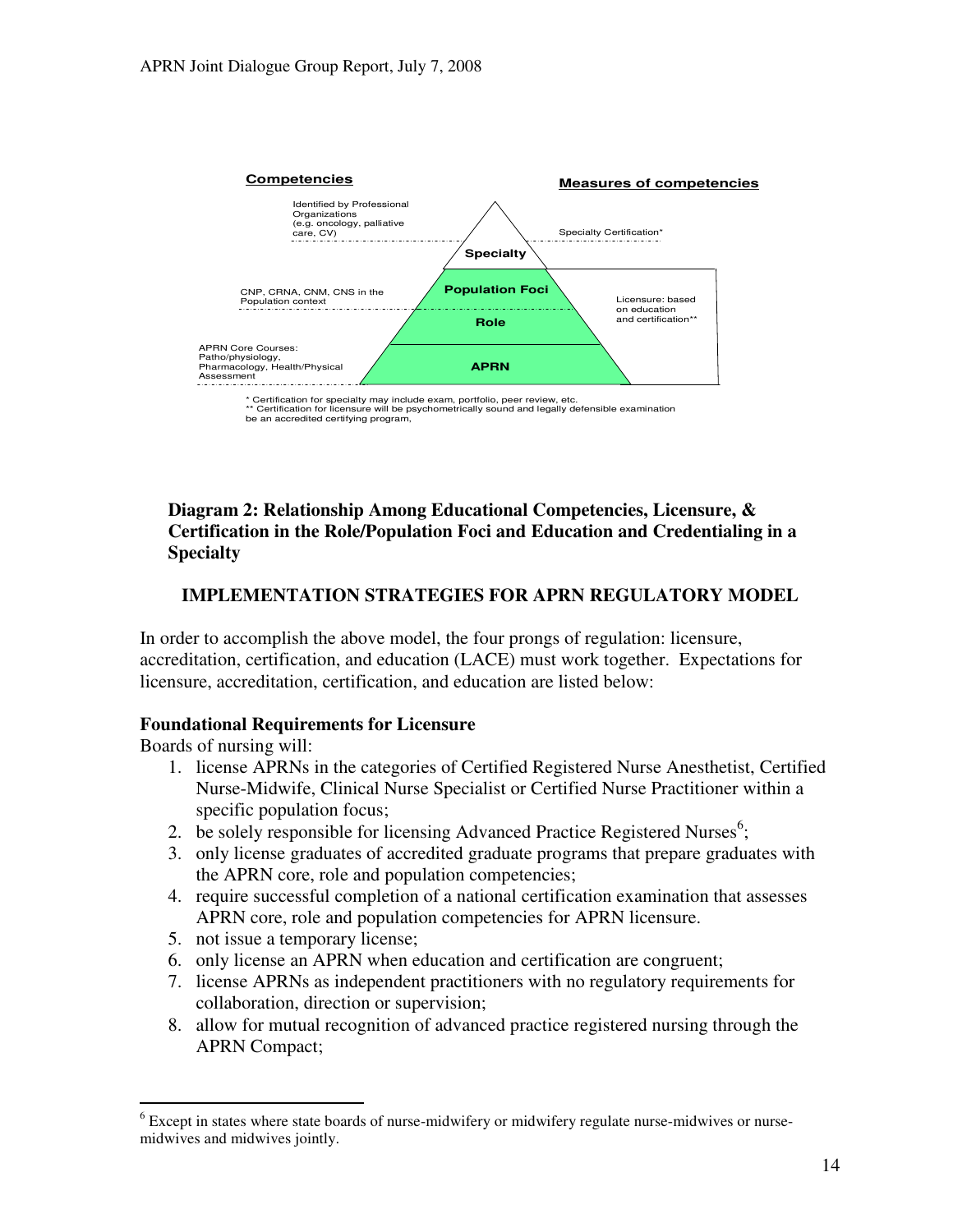Competencies

Measures of competencies

Identified by Professional Organizations (e.g. oncology, palliative care, CV)

Specialty Certification*

Specialty

Population Foci

CNP, CRNA, CNM, CNS in the Population context

Role

Licensure: based on education and certification**

APRN Core Courses: Patho/physiology, Pharmacology, Health/Physical Assessment

APRN

* Certification for specialty may include exam, portfolio, peer review, etc.
** Certification for licensure will be psychometrically sound and legally defensible examination be an accredited certifying program,

**Diagram 2: Relationship Among Educational Competencies, Licensure, & Certification in the Role/Population Foci and Education and Credentialing in a Specialty**

## IMPLEMENTATION STRATEGIES FOR APRN REGULATORY MODEL

In order to accomplish the above model, the four prongs of regulation: licensure, accreditation, certification, and education (LACE) must work together. Expectations for licensure, accreditation, certification, and education are listed below:

### Foundational Requirements for Licensure

Boards of nursing will:

1. license APRNs in the categories of Certified Registered Nurse Anesthetist, Certified Nurse-Midwife, Clinical Nurse Specialist or Certified Nurse Practitioner within a specific population focus;
2. be solely responsible for licensing Advanced Practice Registered Nurses[6];
3. only license graduates of accredited graduate programs that prepare graduates with the APRN core, role and population competencies;
4. require successful completion of a national certification examination that assesses APRN core, role and population competencies for APRN licensure.
5. not issue a temporary license;
6. only license an APRN when education and certification are congruent;
7. license APRNs as independent practitioners with no regulatory requirements for collaboration, direction or supervision;
8. allow for mutual recognition of advanced practice registered nursing through the APRN Compact;

[6] Except in states where state boards of nurse-midwifery or midwifery regulate nurse-midwives or nurse-midwives and midwives jointly.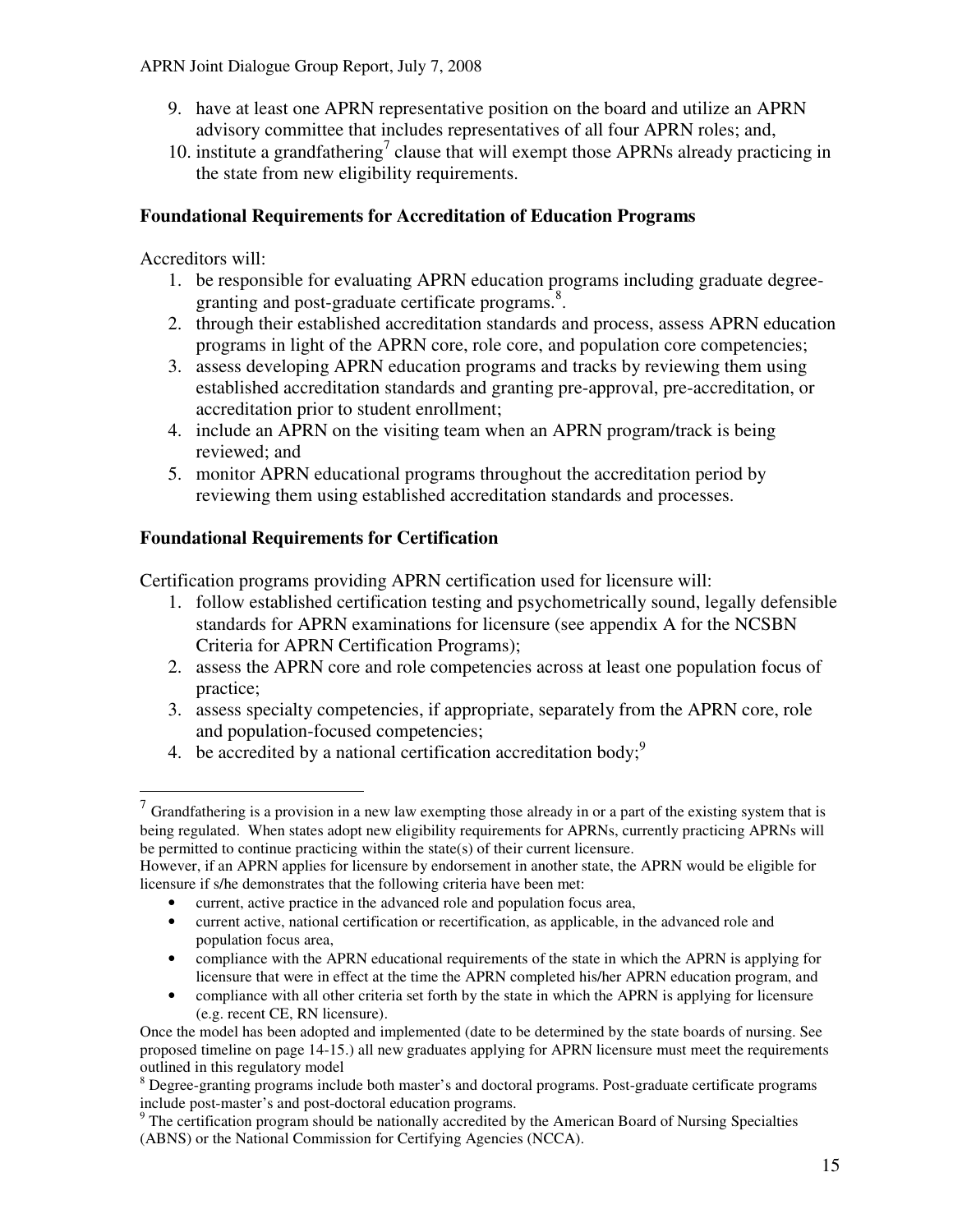9. have at least one APRN representative position on the board and utilize an APRN advisory committee that includes representatives of all four APRN roles; and,
10. institute a grandfathering[7] clause that will exempt those APRNs already practicing in the state from new eligibility requirements.

### Foundational Requirements for Accreditation of Education Programs

Accreditors will:

1. be responsible for evaluating APRN education programs including graduate degree-granting and post-graduate certificate programs.[8].
2. through their established accreditation standards and process, assess APRN education programs in light of the APRN core, role core, and population core competencies;
3. assess developing APRN education programs and tracks by reviewing them using established accreditation standards and granting pre-approval, pre-accreditation, or accreditation prior to student enrollment;
4. include an APRN on the visiting team when an APRN program/track is being reviewed; and
5. monitor APRN educational programs throughout the accreditation period by reviewing them using established accreditation standards and processes.

### Foundational Requirements for Certification

Certification programs providing APRN certification used for licensure will:

1. follow established certification testing and psychometrically sound, legally defensible standards for APRN examinations for licensure (see appendix A for the NCSBN Criteria for APRN Certification Programs);
2. assess the APRN core and role competencies across at least one population focus of practice;
3. assess specialty competencies, if appropriate, separately from the APRN core, role and population-focused competencies;
4. be accredited by a national certification accreditation body;[9]

---

[7] Grandfathering is a provision in a new law exempting those already in or a part of the existing system that is being regulated. When states adopt new eligibility requirements for APRNs, currently practicing APRNs will be permitted to continue practicing within the state(s) of their current licensure.
However, if an APRN applies for licensure by endorsement in another state, the APRN would be eligible for licensure if s/he demonstrates that the following criteria have been met:

- current, active practice in the advanced role and population focus area,
- current active, national certification or recertification, as applicable, in the advanced role and population focus area,
- compliance with the APRN educational requirements of the state in which the APRN is applying for licensure that were in effect at the time the APRN completed his/her APRN education program, and
- compliance with all other criteria set forth by the state in which the APRN is applying for licensure (e.g. recent CE, RN licensure).

Once the model has been adopted and implemented (date to be determined by the state boards of nursing. See proposed timeline on page 14-15.) all new graduates applying for APRN licensure must meet the requirements outlined in this regulatory model

[8] Degree-granting programs include both master's and doctoral programs. Post-graduate certificate programs include post-master's and post-doctoral education programs.

[9] The certification program should be nationally accredited by the American Board of Nursing Specialties (ABNS) or the National Commission for Certifying Agencies (NCCA).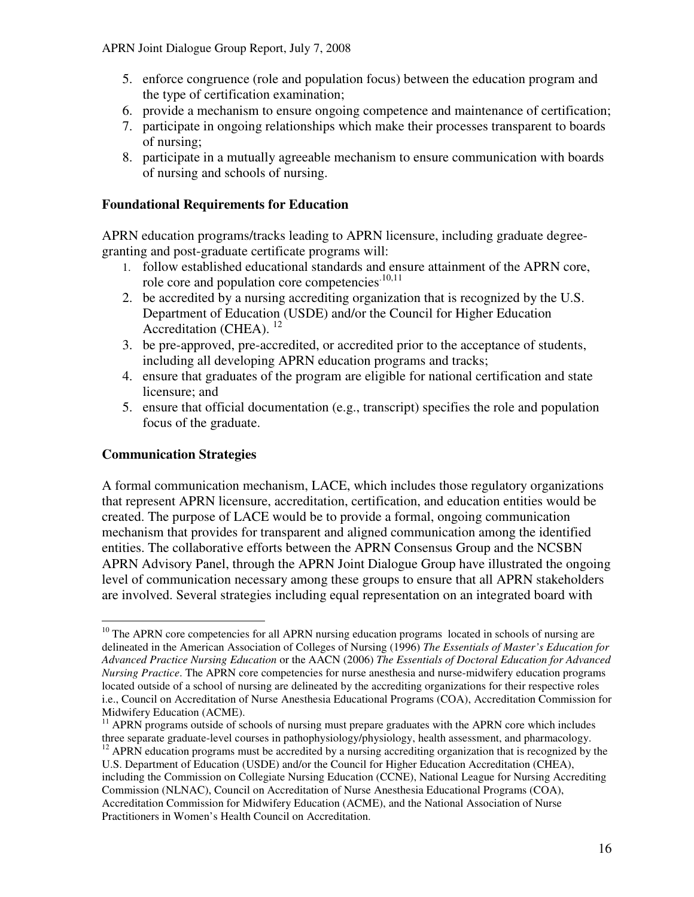5. enforce congruence (role and population focus) between the education program and the type of certification examination;
6. provide a mechanism to ensure ongoing competence and maintenance of certification;
7. participate in ongoing relationships which make their processes transparent to boards of nursing;
8. participate in a mutually agreeable mechanism to ensure communication with boards of nursing and schools of nursing.

### Foundational Requirements for Education

APRN education programs/tracks leading to APRN licensure, including graduate degree-granting and post-graduate certificate programs will:

1. follow established educational standards and ensure attainment of the APRN core, role core and population core competencies[10,11]
2. be accredited by a nursing accrediting organization that is recognized by the U.S. Department of Education (USDE) and/or the Council for Higher Education Accreditation (CHEA).[12]
3. be pre-approved, pre-accredited, or accredited prior to the acceptance of students, including all developing APRN education programs and tracks;
4. ensure that graduates of the program are eligible for national certification and state licensure; and
5. ensure that official documentation (e.g., transcript) specifies the role and population focus of the graduate.

### Communication Strategies

A formal communication mechanism, LACE, which includes those regulatory organizations that represent APRN licensure, accreditation, certification, and education entities would be created. The purpose of LACE would be to provide a formal, ongoing communication mechanism that provides for transparent and aligned communication among the identified entities. The collaborative efforts between the APRN Consensus Group and the NCSBN APRN Advisory Panel, through the APRN Joint Dialogue Group have illustrated the ongoing level of communication necessary among these groups to ensure that all APRN stakeholders are involved. Several strategies including equal representation on an integrated board with

---

[10] The APRN core competencies for all APRN nursing education programs located in schools of nursing are delineated in the American Association of Colleges of Nursing (1996) *The Essentials of Master's Education for Advanced Practice Nursing Education* or the AACN (2006) *The Essentials of Doctoral Education for Advanced Nursing Practice*. The APRN core competencies for nurse anesthesia and nurse-midwifery education programs located outside of a school of nursing are delineated by the accrediting organizations for their respective roles i.e., Council on Accreditation of Nurse Anesthesia Educational Programs (COA), Accreditation Commission for Midwifery Education (ACME).

[11] APRN programs outside of schools of nursing must prepare graduates with the APRN core which includes three separate graduate-level courses in pathophysiology/physiology, health assessment, and pharmacology.

[12] APRN education programs must be accredited by a nursing accrediting organization that is recognized by the U.S. Department of Education (USDE) and/or the Council for Higher Education Accreditation (CHEA), including the Commission on Collegiate Nursing Education (CCNE), National League for Nursing Accrediting Commission (NLNAC), Council on Accreditation of Nurse Anesthesia Educational Programs (COA), Accreditation Commission for Midwifery Education (ACME), and the National Association of Nurse Practitioners in Women's Health Council on Accreditation.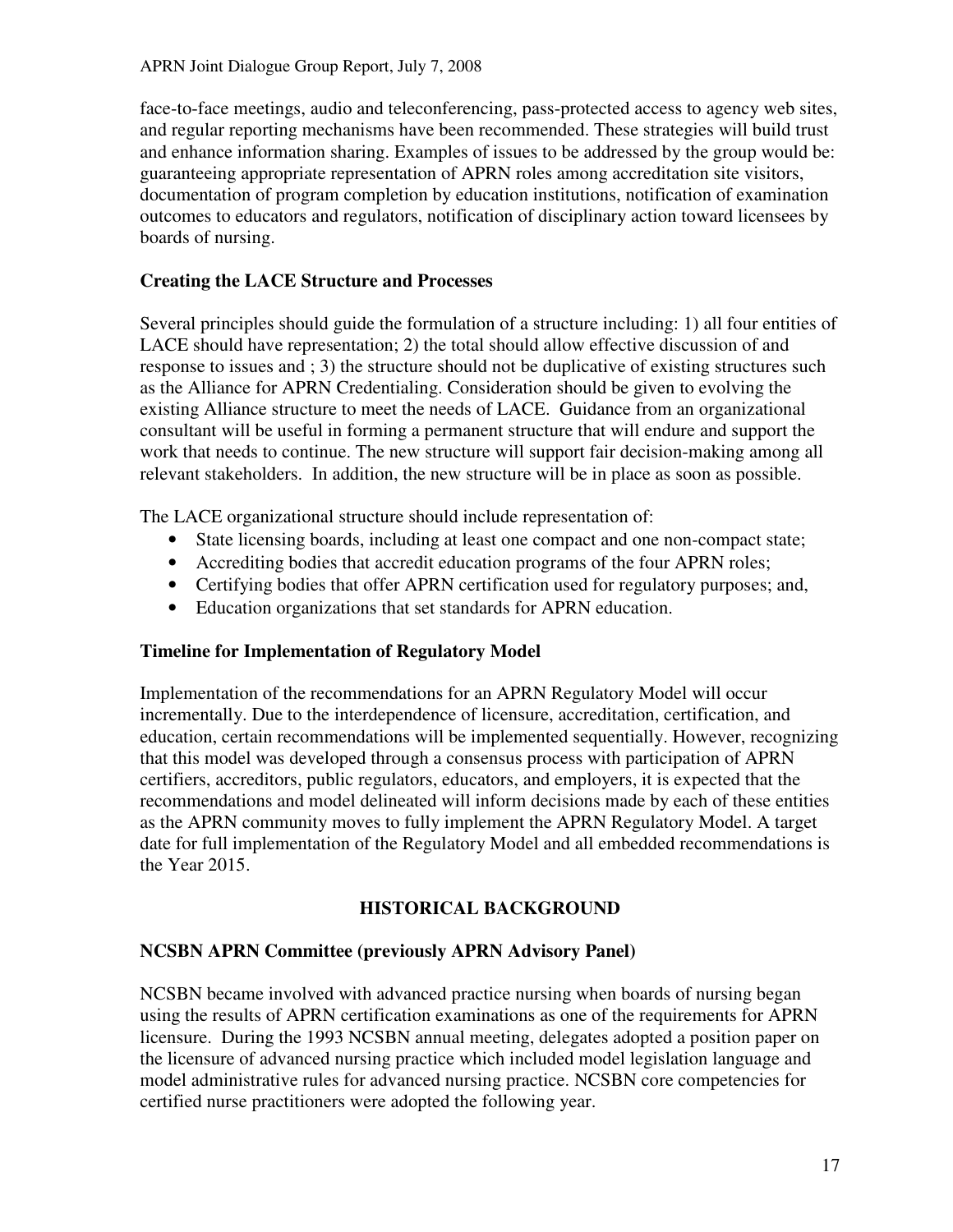face-to-face meetings, audio and teleconferencing, pass-protected access to agency web sites, and regular reporting mechanisms have been recommended. These strategies will build trust and enhance information sharing. Examples of issues to be addressed by the group would be: guaranteeing appropriate representation of APRN roles among accreditation site visitors, documentation of program completion by education institutions, notification of examination outcomes to educators and regulators, notification of disciplinary action toward licensees by boards of nursing.

### Creating the LACE Structure and Processes

Several principles should guide the formulation of a structure including: 1) all four entities of LACE should have representation; 2) the total should allow effective discussion of and response to issues and ; 3) the structure should not be duplicative of existing structures such as the Alliance for APRN Credentialing. Consideration should be given to evolving the existing Alliance structure to meet the needs of LACE. Guidance from an organizational consultant will be useful in forming a permanent structure that will endure and support the work that needs to continue. The new structure will support fair decision-making among all relevant stakeholders. In addition, the new structure will be in place as soon as possible.

The LACE organizational structure should include representation of:

- State licensing boards, including at least one compact and one non-compact state;
- Accrediting bodies that accredit education programs of the four APRN roles;
- Certifying bodies that offer APRN certification used for regulatory purposes; and,
- Education organizations that set standards for APRN education.

### Timeline for Implementation of Regulatory Model

Implementation of the recommendations for an APRN Regulatory Model will occur incrementally. Due to the interdependence of licensure, accreditation, certification, and education, certain recommendations will be implemented sequentially. However, recognizing that this model was developed through a consensus process with participation of APRN certifiers, accreditors, public regulators, educators, and employers, it is expected that the recommendations and model delineated will inform decisions made by each of these entities as the APRN community moves to fully implement the APRN Regulatory Model. A target date for full implementation of the Regulatory Model and all embedded recommendations is the Year 2015.

## HISTORICAL BACKGROUND

### NCSBN APRN Committee (previously APRN Advisory Panel)

NCSBN became involved with advanced practice nursing when boards of nursing began using the results of APRN certification examinations as one of the requirements for APRN licensure. During the 1993 NCSBN annual meeting, delegates adopted a position paper on the licensure of advanced nursing practice which included model legislation language and model administrative rules for advanced nursing practice. NCSBN core competencies for certified nurse practitioners were adopted the following year.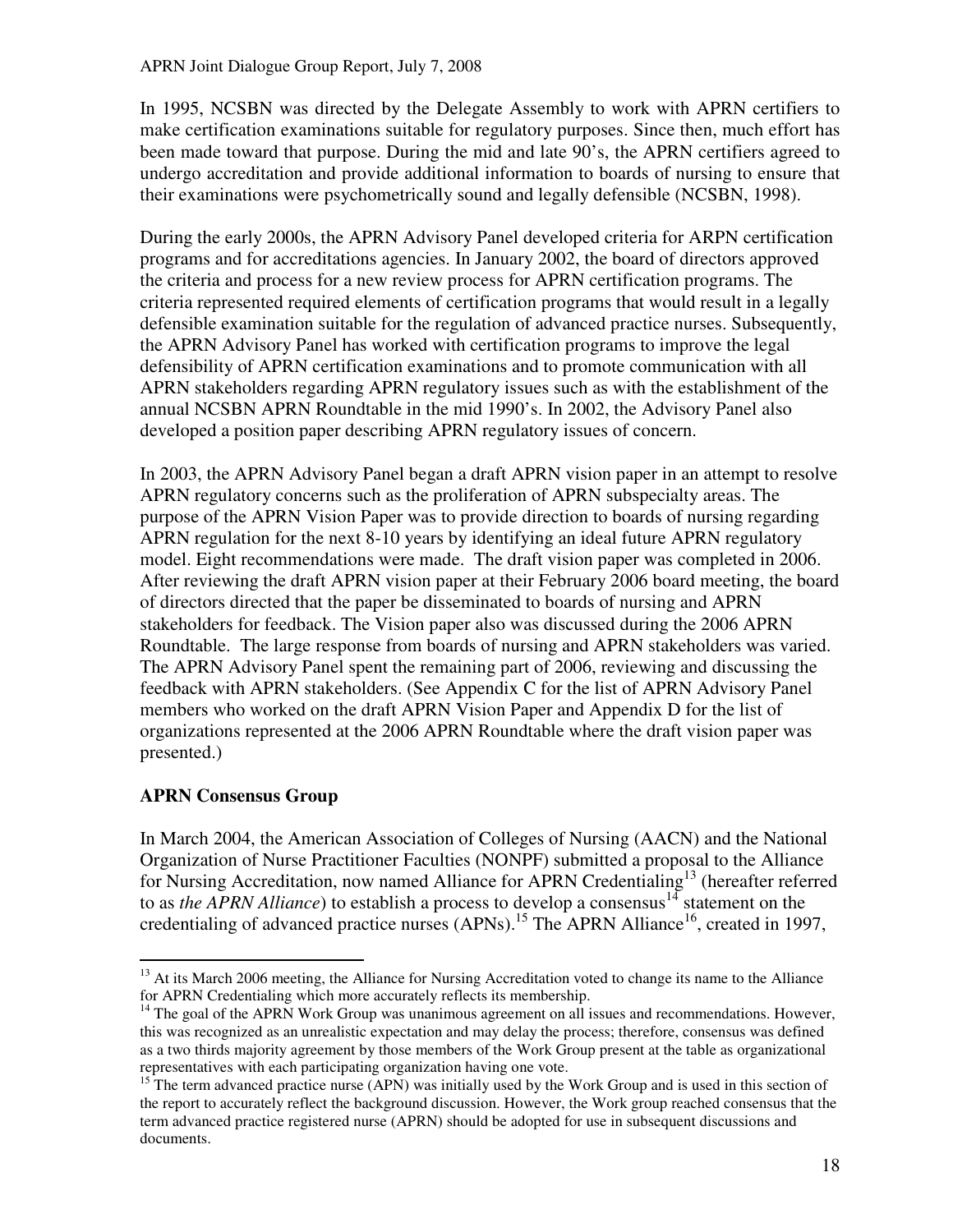In 1995, NCSBN was directed by the Delegate Assembly to work with APRN certifiers to make certification examinations suitable for regulatory purposes. Since then, much effort has been made toward that purpose. During the mid and late 90's, the APRN certifiers agreed to undergo accreditation and provide additional information to boards of nursing to ensure that their examinations were psychometrically sound and legally defensible (NCSBN, 1998).

During the early 2000s, the APRN Advisory Panel developed criteria for ARPN certification programs and for accreditations agencies. In January 2002, the board of directors approved the criteria and process for a new review process for APRN certification programs. The criteria represented required elements of certification programs that would result in a legally defensible examination suitable for the regulation of advanced practice nurses. Subsequently, the APRN Advisory Panel has worked with certification programs to improve the legal defensibility of APRN certification examinations and to promote communication with all APRN stakeholders regarding APRN regulatory issues such as with the establishment of the annual NCSBN APRN Roundtable in the mid 1990's. In 2002, the Advisory Panel also developed a position paper describing APRN regulatory issues of concern.

In 2003, the APRN Advisory Panel began a draft APRN vision paper in an attempt to resolve APRN regulatory concerns such as the proliferation of APRN subspecialty areas. The purpose of the APRN Vision Paper was to provide direction to boards of nursing regarding APRN regulation for the next 8-10 years by identifying an ideal future APRN regulatory model. Eight recommendations were made. The draft vision paper was completed in 2006. After reviewing the draft APRN vision paper at their February 2006 board meeting, the board of directors directed that the paper be disseminated to boards of nursing and APRN stakeholders for feedback. The Vision paper also was discussed during the 2006 APRN Roundtable. The large response from boards of nursing and APRN stakeholders was varied. The APRN Advisory Panel spent the remaining part of 2006, reviewing and discussing the feedback with APRN stakeholders. (See Appendix C for the list of APRN Advisory Panel members who worked on the draft APRN Vision Paper and Appendix D for the list of organizations represented at the 2006 APRN Roundtable where the draft vision paper was presented.)

## APRN Consensus Group

In March 2004, the American Association of Colleges of Nursing (AACN) and the National Organization of Nurse Practitioner Faculties (NONPF) submitted a proposal to the Alliance for Nursing Accreditation, now named Alliance for APRN Credentialing[13] (hereafter referred to as *the APRN Alliance*) to establish a process to develop a consensus[14] statement on the credentialing of advanced practice nurses (APNs).[15] The APRN Alliance[16], created in 1997,

---

[13] At its March 2006 meeting, the Alliance for Nursing Accreditation voted to change its name to the Alliance for APRN Credentialing which more accurately reflects its membership.

[14] The goal of the APRN Work Group was unanimous agreement on all issues and recommendations. However, this was recognized as an unrealistic expectation and may delay the process; therefore, consensus was defined as a two thirds majority agreement by those members of the Work Group present at the table as organizational representatives with each participating organization having one vote.

[15] The term advanced practice nurse (APN) was initially used by the Work Group and is used in this section of the report to accurately reflect the background discussion. However, the Work group reached consensus that the term advanced practice registered nurse (APRN) should be adopted for use in subsequent discussions and documents.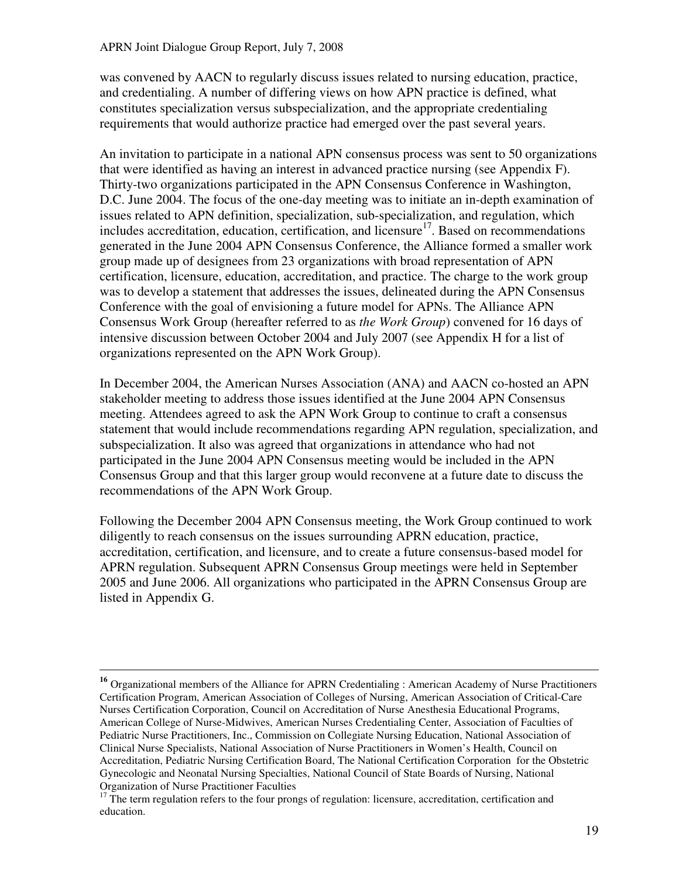was convened by AACN to regularly discuss issues related to nursing education, practice, and credentialing. A number of differing views on how APN practice is defined, what constitutes specialization versus subspecialization, and the appropriate credentialing requirements that would authorize practice had emerged over the past several years.

An invitation to participate in a national APN consensus process was sent to 50 organizations that were identified as having an interest in advanced practice nursing (see Appendix F). Thirty-two organizations participated in the APN Consensus Conference in Washington, D.C. June 2004. The focus of the one-day meeting was to initiate an in-depth examination of issues related to APN definition, specialization, sub-specialization, and regulation, which includes accreditation, education, certification, and licensure[17]. Based on recommendations generated in the June 2004 APN Consensus Conference, the Alliance formed a smaller work group made up of designees from 23 organizations with broad representation of APN certification, licensure, education, accreditation, and practice. The charge to the work group was to develop a statement that addresses the issues, delineated during the APN Consensus Conference with the goal of envisioning a future model for APNs. The Alliance APN Consensus Work Group (hereafter referred to as *the Work Group*) convened for 16 days of intensive discussion between October 2004 and July 2007 (see Appendix H for a list of organizations represented on the APN Work Group).

In December 2004, the American Nurses Association (ANA) and AACN co-hosted an APN stakeholder meeting to address those issues identified at the June 2004 APN Consensus meeting. Attendees agreed to ask the APN Work Group to continue to craft a consensus statement that would include recommendations regarding APN regulation, specialization, and subspecialization. It also was agreed that organizations in attendance who had not participated in the June 2004 APN Consensus meeting would be included in the APN Consensus Group and that this larger group would reconvene at a future date to discuss the recommendations of the APN Work Group.

Following the December 2004 APN Consensus meeting, the Work Group continued to work diligently to reach consensus on the issues surrounding APRN education, practice, accreditation, certification, and licensure, and to create a future consensus-based model for APRN regulation. Subsequent APRN Consensus Group meetings were held in September 2005 and June 2006. All organizations who participated in the APRN Consensus Group are listed in Appendix G.

---

[16] Organizational members of the Alliance for APRN Credentialing : American Academy of Nurse Practitioners Certification Program, American Association of Colleges of Nursing, American Association of Critical-Care Nurses Certification Corporation, Council on Accreditation of Nurse Anesthesia Educational Programs, American College of Nurse-Midwives, American Nurses Credentialing Center, Association of Faculties of Pediatric Nurse Practitioners, Inc., Commission on Collegiate Nursing Education, National Association of Clinical Nurse Specialists, National Association of Nurse Practitioners in Women's Health, Council on Accreditation, Pediatric Nursing Certification Board, The National Certification Corporation for the Obstetric Gynecologic and Neonatal Nursing Specialties, National Council of State Boards of Nursing, National Organization of Nurse Practitioner Faculties

[17] The term regulation refers to the four prongs of regulation: licensure, accreditation, certification and education.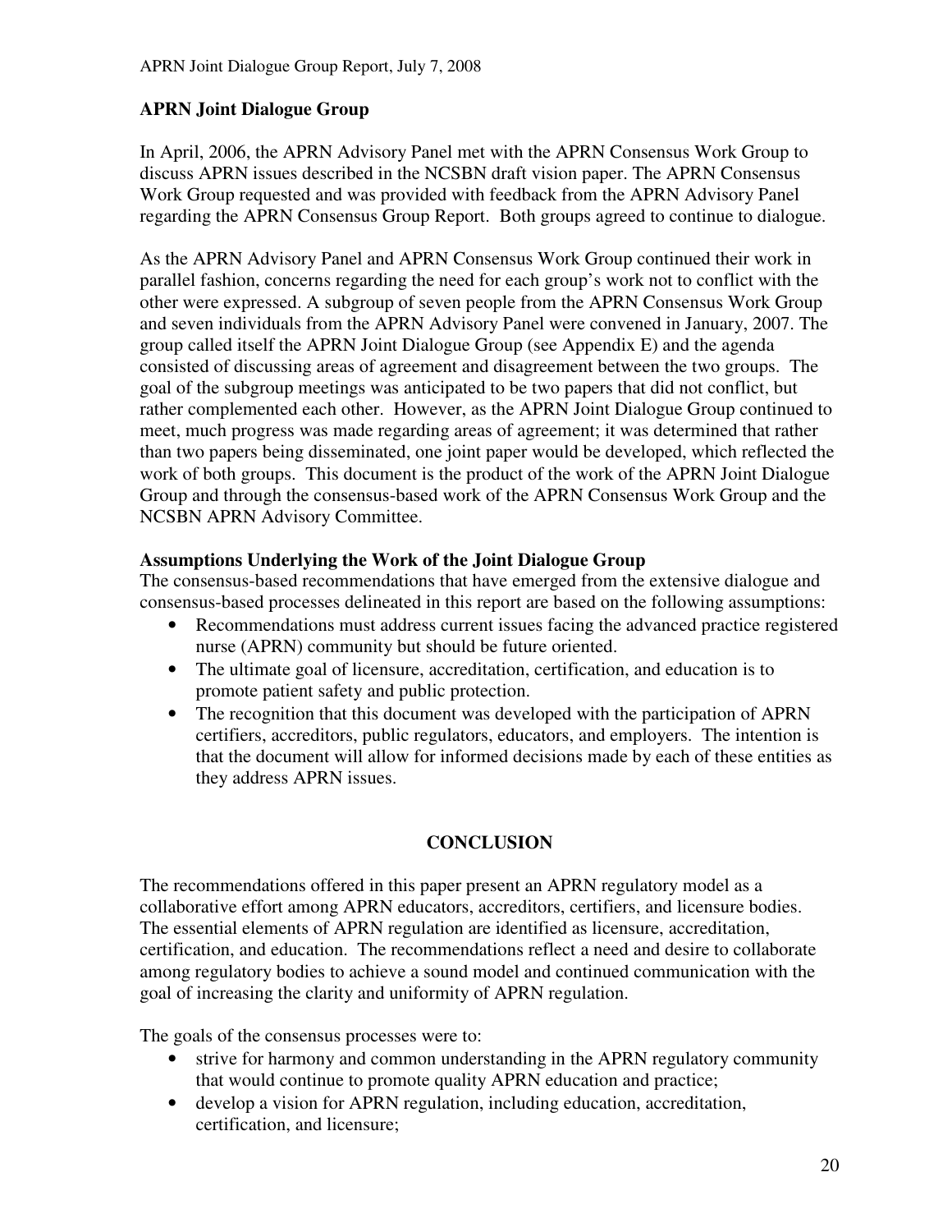## APRN Joint Dialogue Group

In April, 2006, the APRN Advisory Panel met with the APRN Consensus Work Group to discuss APRN issues described in the NCSBN draft vision paper. The APRN Consensus Work Group requested and was provided with feedback from the APRN Advisory Panel regarding the APRN Consensus Group Report. Both groups agreed to continue to dialogue.

As the APRN Advisory Panel and APRN Consensus Work Group continued their work in parallel fashion, concerns regarding the need for each group's work not to conflict with the other were expressed. A subgroup of seven people from the APRN Consensus Work Group and seven individuals from the APRN Advisory Panel were convened in January, 2007. The group called itself the APRN Joint Dialogue Group (see Appendix E) and the agenda consisted of discussing areas of agreement and disagreement between the two groups. The goal of the subgroup meetings was anticipated to be two papers that did not conflict, but rather complemented each other. However, as the APRN Joint Dialogue Group continued to meet, much progress was made regarding areas of agreement; it was determined that rather than two papers being disseminated, one joint paper would be developed, which reflected the work of both groups. This document is the product of the work of the APRN Joint Dialogue Group and through the consensus-based work of the APRN Consensus Work Group and the NCSBN APRN Advisory Committee.

### Assumptions Underlying the Work of the Joint Dialogue Group

The consensus-based recommendations that have emerged from the extensive dialogue and consensus-based processes delineated in this report are based on the following assumptions:

- Recommendations must address current issues facing the advanced practice registered nurse (APRN) community but should be future oriented.
- The ultimate goal of licensure, accreditation, certification, and education is to promote patient safety and public protection.
- The recognition that this document was developed with the participation of APRN certifiers, accreditors, public regulators, educators, and employers. The intention is that the document will allow for informed decisions made by each of these entities as they address APRN issues.

## CONCLUSION

The recommendations offered in this paper present an APRN regulatory model as a collaborative effort among APRN educators, accreditors, certifiers, and licensure bodies. The essential elements of APRN regulation are identified as licensure, accreditation, certification, and education. The recommendations reflect a need and desire to collaborate among regulatory bodies to achieve a sound model and continued communication with the goal of increasing the clarity and uniformity of APRN regulation.

The goals of the consensus processes were to:

- strive for harmony and common understanding in the APRN regulatory community that would continue to promote quality APRN education and practice;
- develop a vision for APRN regulation, including education, accreditation, certification, and licensure;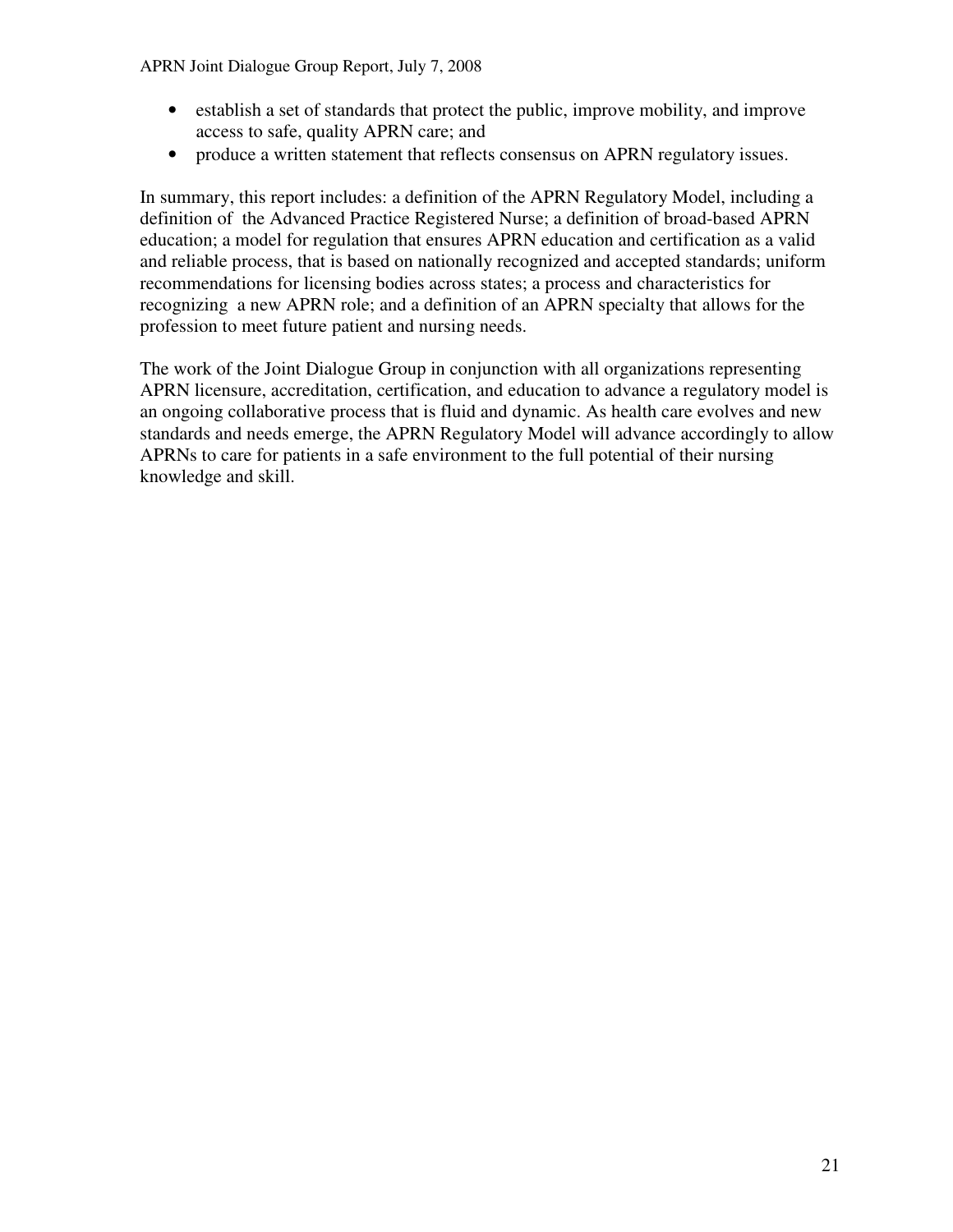- establish a set of standards that protect the public, improve mobility, and improve access to safe, quality APRN care; and
- produce a written statement that reflects consensus on APRN regulatory issues.

In summary, this report includes: a definition of the APRN Regulatory Model, including a definition of the Advanced Practice Registered Nurse; a definition of broad-based APRN education; a model for regulation that ensures APRN education and certification as a valid and reliable process, that is based on nationally recognized and accepted standards; uniform recommendations for licensing bodies across states; a process and characteristics for recognizing a new APRN role; and a definition of an APRN specialty that allows for the profession to meet future patient and nursing needs.

The work of the Joint Dialogue Group in conjunction with all organizations representing APRN licensure, accreditation, certification, and education to advance a regulatory model is an ongoing collaborative process that is fluid and dynamic. As health care evolves and new standards and needs emerge, the APRN Regulatory Model will advance accordingly to allow APRNs to care for patients in a safe environment to the full potential of their nursing knowledge and skill.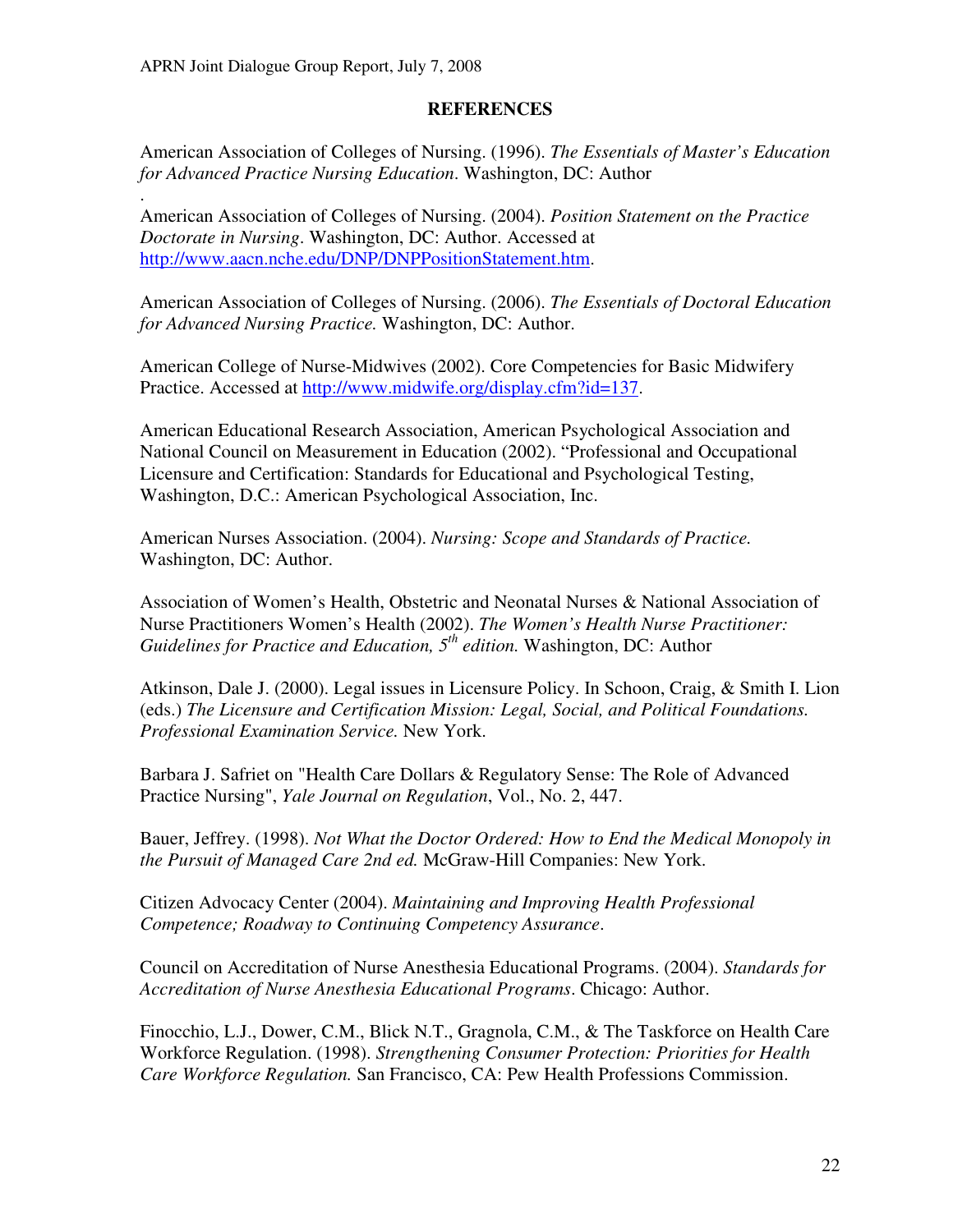# REFERENCES

American Association of Colleges of Nursing. (1996). *The Essentials of Master's Education for Advanced Practice Nursing Education*. Washington, DC: Author

.

American Association of Colleges of Nursing. (2004). *Position Statement on the Practice Doctorate in Nursing*. Washington, DC: Author. Accessed at http://www.aacn.nche.edu/DNP/DNPPositionStatement.htm.

American Association of Colleges of Nursing. (2006). *The Essentials of Doctoral Education for Advanced Nursing Practice.* Washington, DC: Author.

American College of Nurse-Midwives (2002). Core Competencies for Basic Midwifery Practice. Accessed at http://www.midwife.org/display.cfm?id=137.

American Educational Research Association, American Psychological Association and National Council on Measurement in Education (2002). "Professional and Occupational Licensure and Certification: Standards for Educational and Psychological Testing, Washington, D.C.: American Psychological Association, Inc.

American Nurses Association. (2004). *Nursing: Scope and Standards of Practice.* Washington, DC: Author.

Association of Women's Health, Obstetric and Neonatal Nurses & National Association of Nurse Practitioners Women's Health (2002). *The Women's Health Nurse Practitioner: Guidelines for Practice and Education, 5th edition.* Washington, DC: Author

Atkinson, Dale J. (2000). Legal issues in Licensure Policy. In Schoon, Craig, & Smith I. Lion (eds.) *The Licensure and Certification Mission: Legal, Social, and Political Foundations. Professional Examination Service.* New York.

Barbara J. Safriet on "Health Care Dollars & Regulatory Sense: The Role of Advanced Practice Nursing", *Yale Journal on Regulation*, Vol., No. 2, 447.

Bauer, Jeffrey. (1998). *Not What the Doctor Ordered: How to End the Medical Monopoly in the Pursuit of Managed Care 2nd ed.* McGraw-Hill Companies: New York.

Citizen Advocacy Center (2004). *Maintaining and Improving Health Professional Competence; Roadway to Continuing Competency Assurance*.

Council on Accreditation of Nurse Anesthesia Educational Programs. (2004). *Standards for Accreditation of Nurse Anesthesia Educational Programs*. Chicago: Author.

Finocchio, L.J., Dower, C.M., Blick N.T., Gragnola, C.M., & The Taskforce on Health Care Workforce Regulation. (1998). *Strengthening Consumer Protection: Priorities for Health Care Workforce Regulation.* San Francisco, CA: Pew Health Professions Commission.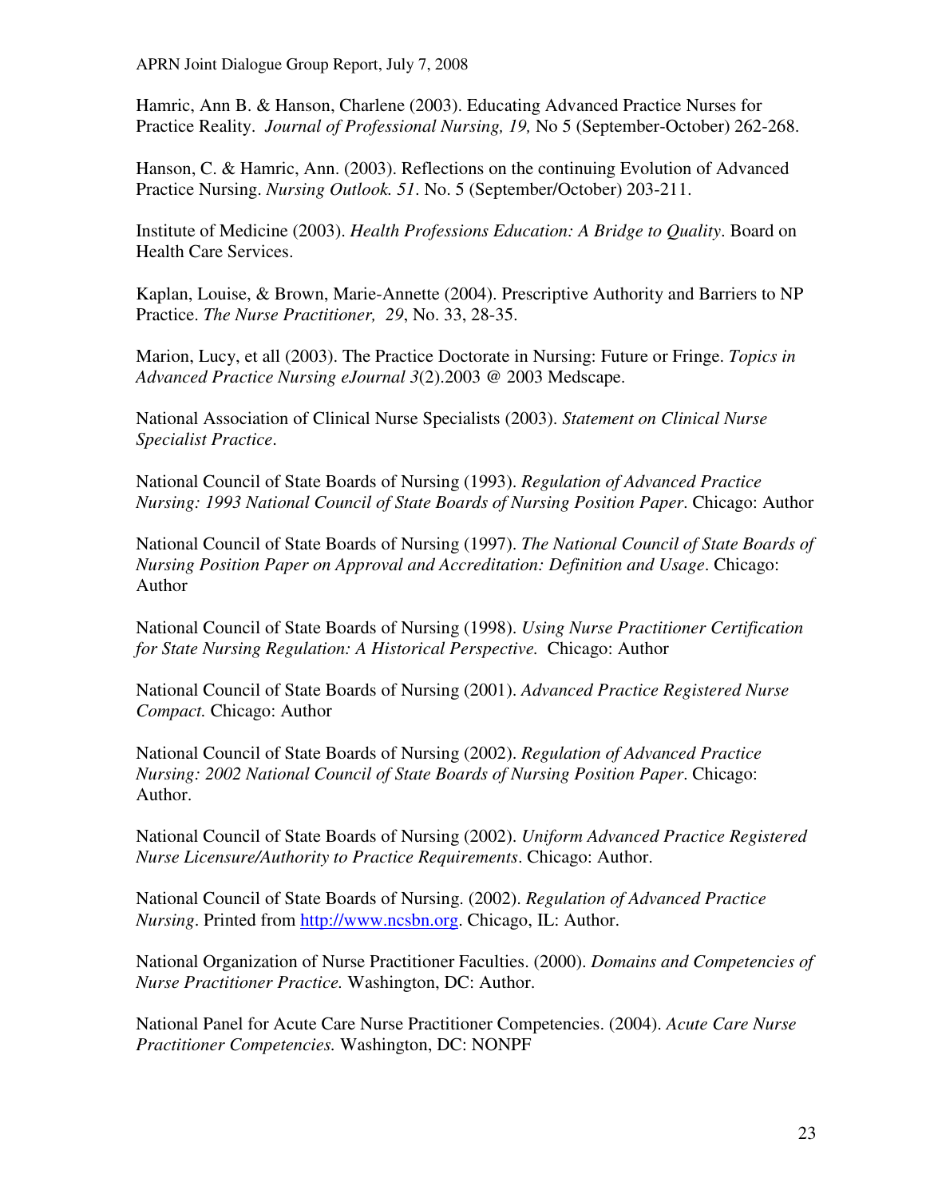Hamric, Ann B. & Hanson, Charlene (2003). Educating Advanced Practice Nurses for Practice Reality. *Journal of Professional Nursing, 19,* No 5 (September-October) 262-268.

Hanson, C. & Hamric, Ann. (2003). Reflections on the continuing Evolution of Advanced Practice Nursing. *Nursing Outlook. 51*. No. 5 (September/October) 203-211.

Institute of Medicine (2003). *Health Professions Education: A Bridge to Quality*. Board on Health Care Services.

Kaplan, Louise, & Brown, Marie-Annette (2004). Prescriptive Authority and Barriers to NP Practice. *The Nurse Practitioner, 29*, No. 33, 28-35.

Marion, Lucy, et all (2003). The Practice Doctorate in Nursing: Future or Fringe. *Topics in Advanced Practice Nursing eJournal 3*(2).2003 @ 2003 Medscape.

National Association of Clinical Nurse Specialists (2003). *Statement on Clinical Nurse Specialist Practice*.

National Council of State Boards of Nursing (1993). *Regulation of Advanced Practice Nursing: 1993 National Council of State Boards of Nursing Position Paper*. Chicago: Author

National Council of State Boards of Nursing (1997). *The National Council of State Boards of Nursing Position Paper on Approval and Accreditation: Definition and Usage*. Chicago: Author

National Council of State Boards of Nursing (1998). *Using Nurse Practitioner Certification for State Nursing Regulation: A Historical Perspective.* Chicago: Author

National Council of State Boards of Nursing (2001). *Advanced Practice Registered Nurse Compact.* Chicago: Author

National Council of State Boards of Nursing (2002). *Regulation of Advanced Practice Nursing: 2002 National Council of State Boards of Nursing Position Paper*. Chicago: Author.

National Council of State Boards of Nursing (2002). *Uniform Advanced Practice Registered Nurse Licensure/Authority to Practice Requirements*. Chicago: Author.

National Council of State Boards of Nursing. (2002). *Regulation of Advanced Practice Nursing*. Printed from http://www.ncsbn.org. Chicago, IL: Author.

National Organization of Nurse Practitioner Faculties. (2000). *Domains and Competencies of Nurse Practitioner Practice.* Washington, DC: Author.

National Panel for Acute Care Nurse Practitioner Competencies. (2004). *Acute Care Nurse Practitioner Competencies.* Washington, DC: NONPF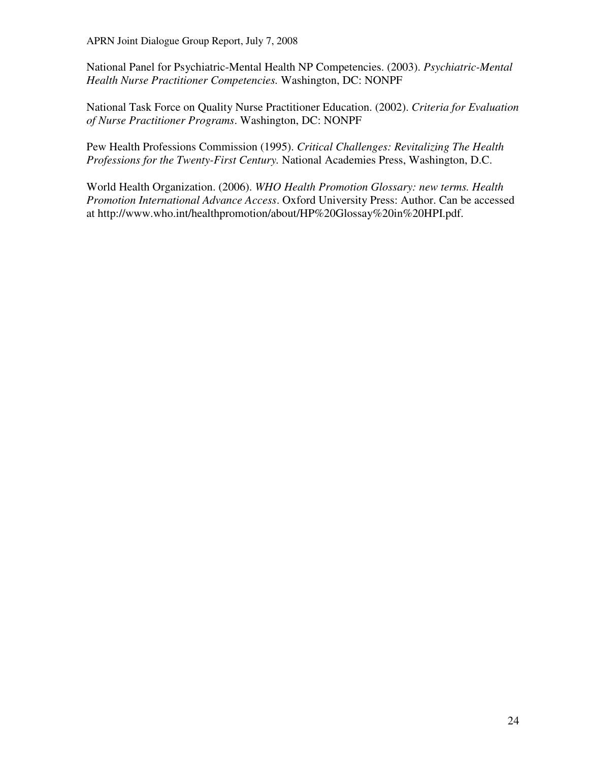National Panel for Psychiatric-Mental Health NP Competencies. (2003). *Psychiatric-Mental Health Nurse Practitioner Competencies.* Washington, DC: NONPF

National Task Force on Quality Nurse Practitioner Education. (2002). *Criteria for Evaluation of Nurse Practitioner Programs*. Washington, DC: NONPF

Pew Health Professions Commission (1995). *Critical Challenges: Revitalizing The Health Professions for the Twenty-First Century.* National Academies Press, Washington, D.C.

World Health Organization. (2006). *WHO Health Promotion Glossary: new terms. Health Promotion International Advance Access*. Oxford University Press: Author. Can be accessed at http://www.who.int/healthpromotion/about/HP%20Glossay%20in%20HPI.pdf.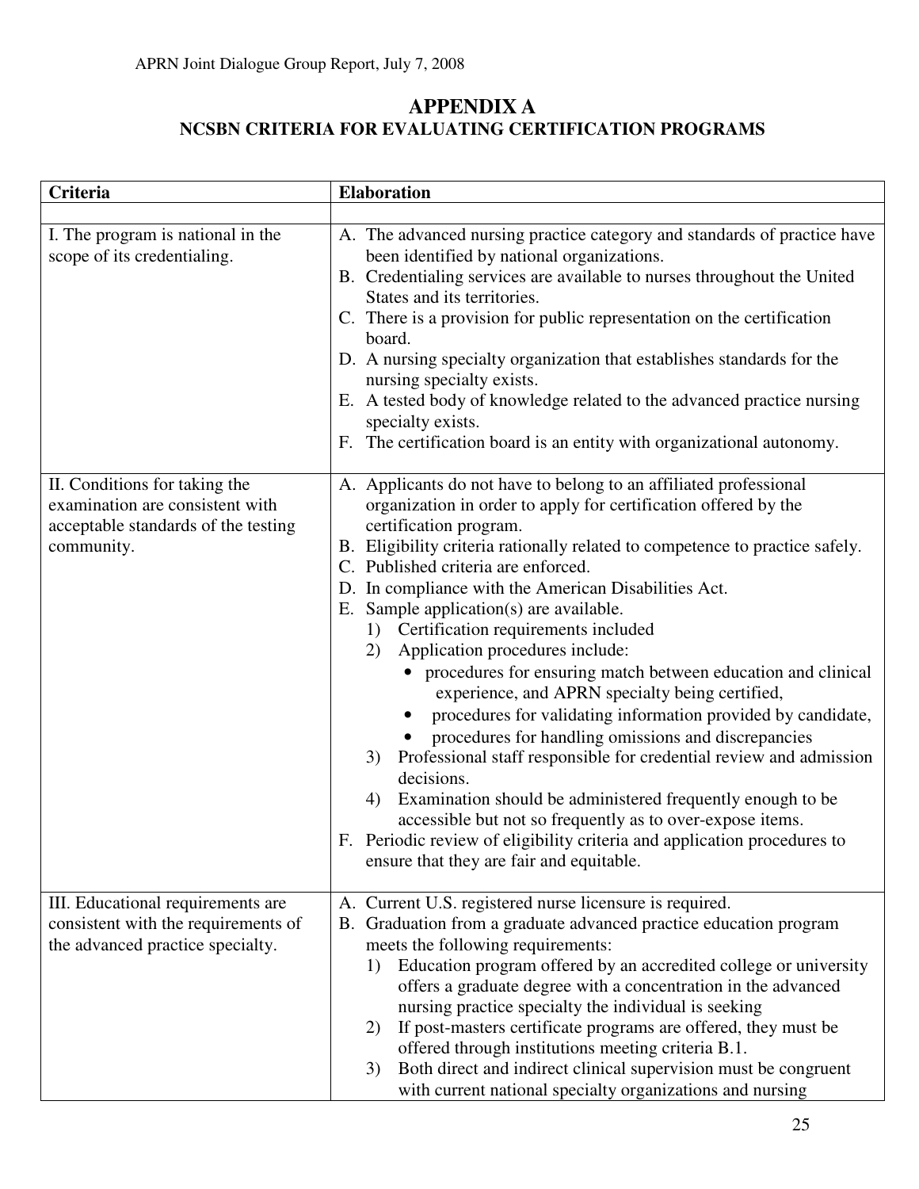# APPENDIX A

## NCSBN CRITERIA FOR EVALUATING CERTIFICATION PROGRAMS

| Criteria | Elaboration |
|---|---|
| | |
| I. The program is national in the scope of its credentialing. | A. The advanced nursing practice category and standards of practice have been identified by national organizations.<br>B. Credentialing services are available to nurses throughout the United States and its territories.<br>C. There is a provision for public representation on the certification board.<br>D. A nursing specialty organization that establishes standards for the nursing specialty exists.<br>E. A tested body of knowledge related to the advanced practice nursing specialty exists.<br>F. The certification board is an entity with organizational autonomy. |
| II. Conditions for taking the examination are consistent with acceptable standards of the testing community. | A. Applicants do not have to belong to an affiliated professional organization in order to apply for certification offered by the certification program.<br>B. Eligibility criteria rationally related to competence to practice safely.<br>C. Published criteria are enforced.<br>D. In compliance with the American Disabilities Act.<br>E. Sample application(s) are available.<br>1) Certification requirements included<br>2) Application procedures include:<br>• procedures for ensuring match between education and clinical experience, and APRN specialty being certified,<br>• procedures for validating information provided by candidate,<br>• procedures for handling omissions and discrepancies<br>3) Professional staff responsible for credential review and admission decisions.<br>4) Examination should be administered frequently enough to be accessible but not so frequently as to over-expose items.<br>F. Periodic review of eligibility criteria and application procedures to ensure that they are fair and equitable. |
| III. Educational requirements are consistent with the requirements of the advanced practice specialty. | A. Current U.S. registered nurse licensure is required.<br>B. Graduation from a graduate advanced practice education program meets the following requirements:<br>1) Education program offered by an accredited college or university offers a graduate degree with a concentration in the advanced nursing practice specialty the individual is seeking<br>2) If post-masters certificate programs are offered, they must be offered through institutions meeting criteria B.1.<br>3) Both direct and indirect clinical supervision must be congruent with current national specialty organizations and nursing |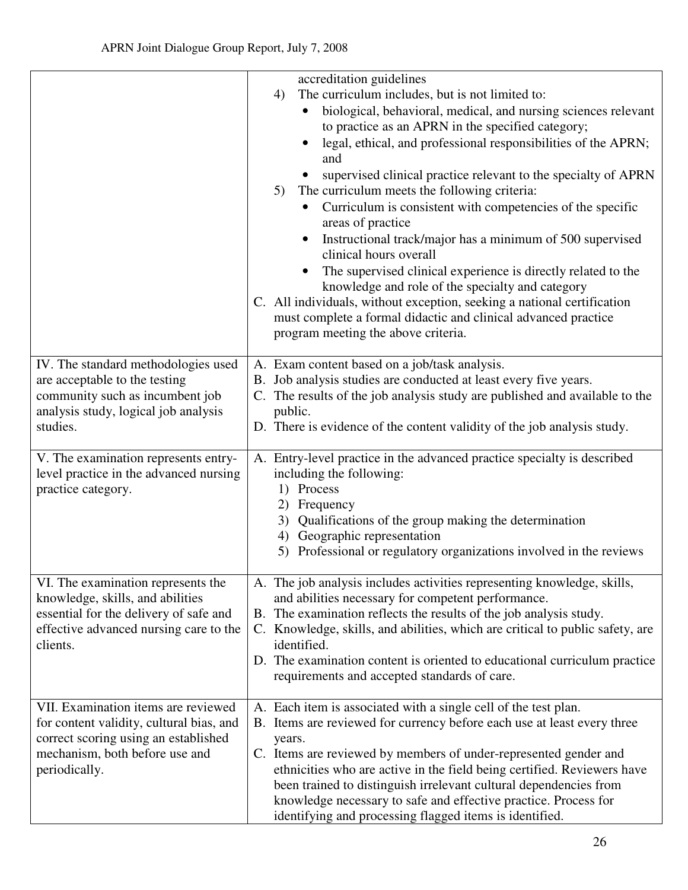| | |
|---|---|
| | accreditation guidelines<br>4) The curriculum includes, but is not limited to:<br>• biological, behavioral, medical, and nursing sciences relevant to practice as an APRN in the specified category;<br>• legal, ethical, and professional responsibilities of the APRN; and<br>• supervised clinical practice relevant to the specialty of APRN<br>5) The curriculum meets the following criteria:<br>• Curriculum is consistent with competencies of the specific areas of practice<br>• Instructional track/major has a minimum of 500 supervised clinical hours overall<br>• The supervised clinical experience is directly related to the knowledge and role of the specialty and category<br>C. All individuals, without exception, seeking a national certification must complete a formal didactic and clinical advanced practice program meeting the above criteria. |
| IV. The standard methodologies used are acceptable to the testing community such as incumbent job analysis study, logical job analysis studies. | A. Exam content based on a job/task analysis.<br>B. Job analysis studies are conducted at least every five years.<br>C. The results of the job analysis study are published and available to the public.<br>D. There is evidence of the content validity of the job analysis study. |
| V. The examination represents entry-level practice in the advanced nursing practice category. | A. Entry-level practice in the advanced practice specialty is described including the following:<br>1) Process<br>2) Frequency<br>3) Qualifications of the group making the determination<br>4) Geographic representation<br>5) Professional or regulatory organizations involved in the reviews |
| VI. The examination represents the knowledge, skills, and abilities essential for the delivery of safe and effective advanced nursing care to the clients. | A. The job analysis includes activities representing knowledge, skills, and abilities necessary for competent performance.<br>B. The examination reflects the results of the job analysis study.<br>C. Knowledge, skills, and abilities, which are critical to public safety, are identified.<br>D. The examination content is oriented to educational curriculum practice requirements and accepted standards of care. |
| VII. Examination items are reviewed for content validity, cultural bias, and correct scoring using an established mechanism, both before use and periodically. | A. Each item is associated with a single cell of the test plan.<br>B. Items are reviewed for currency before each use at least every three years.<br>C. Items are reviewed by members of under-represented gender and ethnicities who are active in the field being certified. Reviewers have been trained to distinguish irrelevant cultural dependencies from knowledge necessary to safe and effective practice. Process for identifying and processing flagged items is identified. |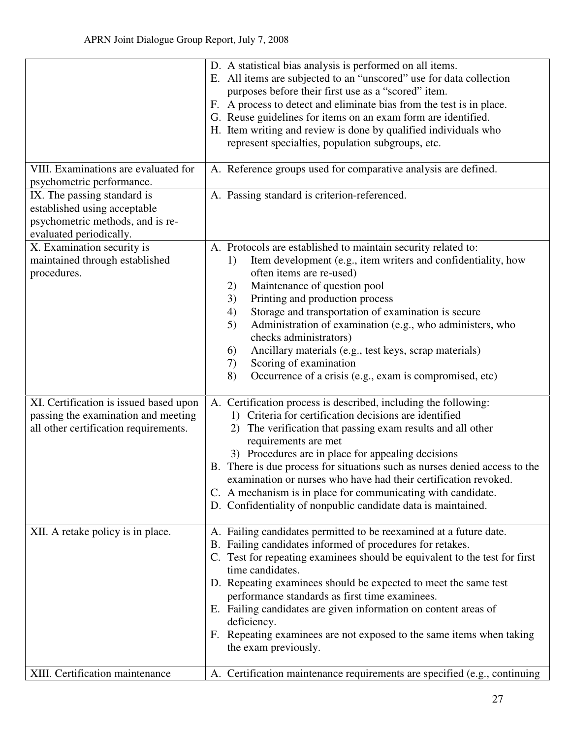| | |
|---|---|
| | D. A statistical bias analysis is performed on all items.<br>E. All items are subjected to an "unscored" use for data collection purposes before their first use as a "scored" item.<br>F. A process to detect and eliminate bias from the test is in place.<br>G. Reuse guidelines for items on an exam form are identified.<br>H. Item writing and review is done by qualified individuals who represent specialties, population subgroups, etc. |
| VIII. Examinations are evaluated for psychometric performance. | A. Reference groups used for comparative analysis are defined. |
| IX. The passing standard is established using acceptable psychometric methods, and is re-evaluated periodically. | A. Passing standard is criterion-referenced. |
| X. Examination security is maintained through established procedures. | A. Protocols are established to maintain security related to:<br>1) Item development (e.g., item writers and confidentiality, how often items are re-used)<br>2) Maintenance of question pool<br>3) Printing and production process<br>4) Storage and transportation of examination is secure<br>5) Administration of examination (e.g., who administers, who checks administrators)<br>6) Ancillary materials (e.g., test keys, scrap materials)<br>7) Scoring of examination<br>8) Occurrence of a crisis (e.g., exam is compromised, etc) |
| XI. Certification is issued based upon passing the examination and meeting all other certification requirements. | A. Certification process is described, including the following:<br>1) Criteria for certification decisions are identified<br>2) The verification that passing exam results and all other requirements are met<br>3) Procedures are in place for appealing decisions<br>B. There is due process for situations such as nurses denied access to the examination or nurses who have had their certification revoked.<br>C. A mechanism is in place for communicating with candidate.<br>D. Confidentiality of nonpublic candidate data is maintained. |
| XII. A retake policy is in place. | A. Failing candidates permitted to be reexamined at a future date.<br>B. Failing candidates informed of procedures for retakes.<br>C. Test for repeating examinees should be equivalent to the test for first time candidates.<br>D. Repeating examinees should be expected to meet the same test performance standards as first time examinees.<br>E. Failing candidates are given information on content areas of deficiency.<br>F. Repeating examinees are not exposed to the same items when taking the exam previously. |
| XIII. Certification maintenance | A. Certification maintenance requirements are specified (e.g., continuing |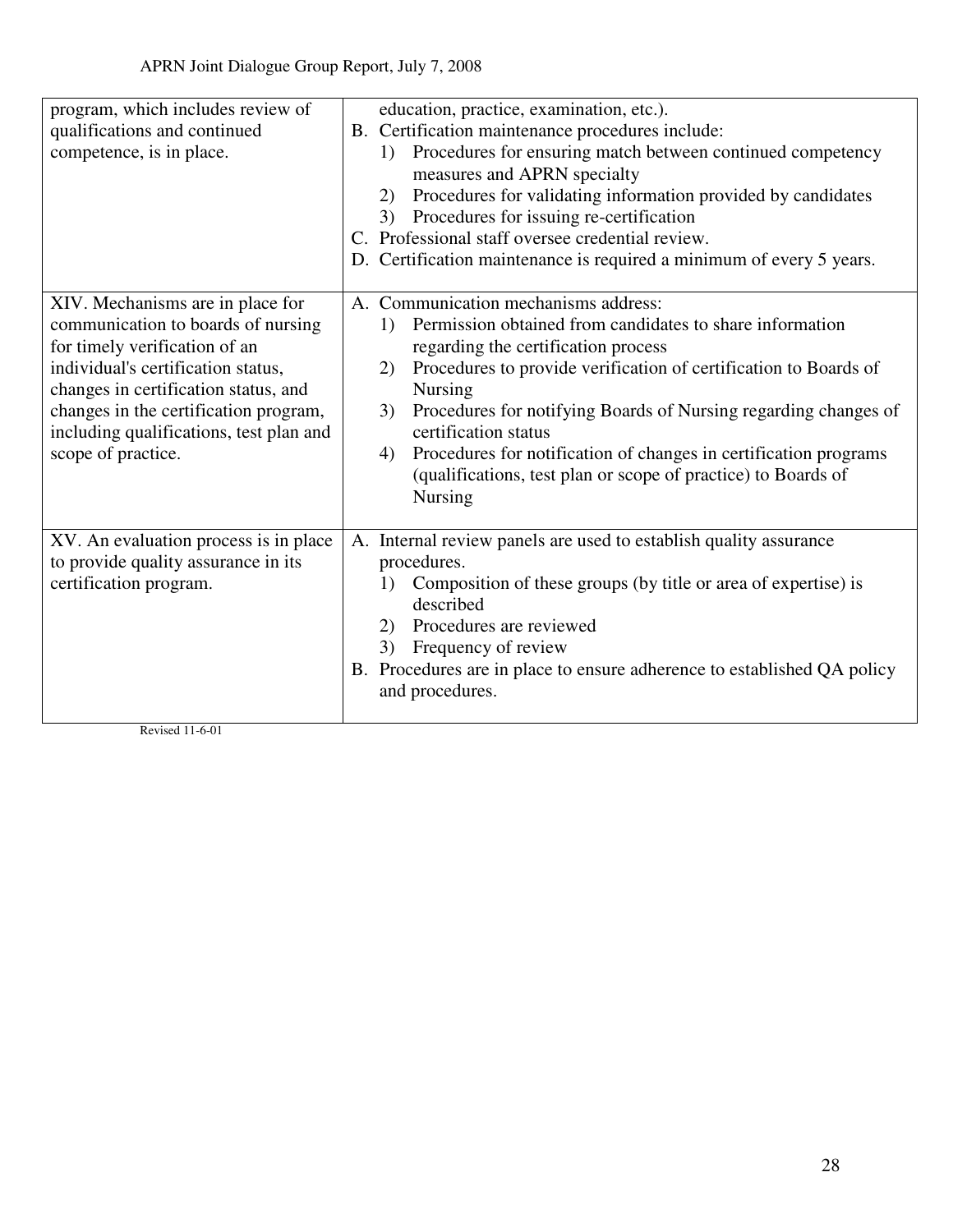| | |
|---|---|
| program, which includes review of qualifications and continued competence, is in place. | education, practice, examination, etc.).<br>B. Certification maintenance procedures include:<br>1) Procedures for ensuring match between continued competency measures and APRN specialty<br>2) Procedures for validating information provided by candidates<br>3) Procedures for issuing re-certification<br>C. Professional staff oversee credential review.<br>D. Certification maintenance is required a minimum of every 5 years. |
| XIV. Mechanisms are in place for communication to boards of nursing for timely verification of an individual's certification status, changes in certification status, and changes in the certification program, including qualifications, test plan and scope of practice. | A. Communication mechanisms address:<br>1) Permission obtained from candidates to share information regarding the certification process<br>2) Procedures to provide verification of certification to Boards of Nursing<br>3) Procedures for notifying Boards of Nursing regarding changes of certification status<br>4) Procedures for notification of changes in certification programs (qualifications, test plan or scope of practice) to Boards of Nursing |
| XV. An evaluation process is in place to provide quality assurance in its certification program. | A. Internal review panels are used to establish quality assurance procedures.<br>1) Composition of these groups (by title or area of expertise) is described<br>2) Procedures are reviewed<br>3) Frequency of review<br>B. Procedures are in place to ensure adherence to established QA policy and procedures. |

Revised 11-6-01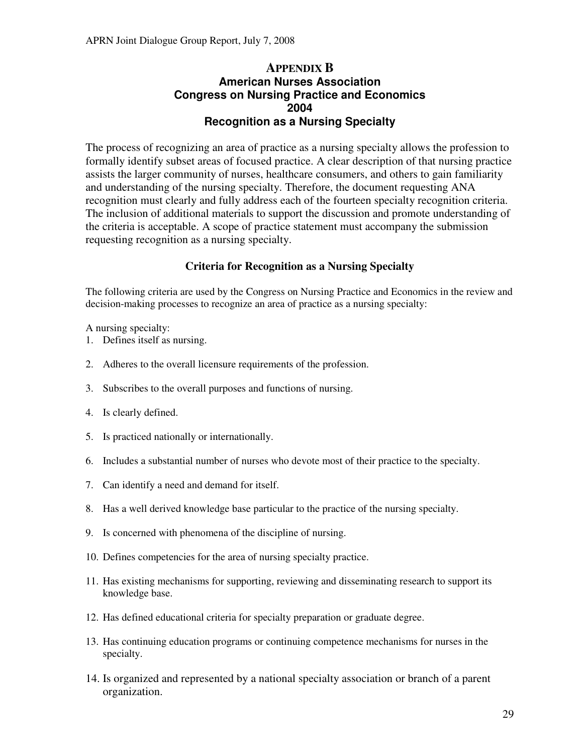# Appendix B

## American Nurses Association Congress on Nursing Practice and Economics 2004 Recognition as a Nursing Specialty

The process of recognizing an area of practice as a nursing specialty allows the profession to formally identify subset areas of focused practice. A clear description of that nursing practice assists the larger community of nurses, healthcare consumers, and others to gain familiarity and understanding of the nursing specialty. Therefore, the document requesting ANA recognition must clearly and fully address each of the fourteen specialty recognition criteria. The inclusion of additional materials to support the discussion and promote understanding of the criteria is acceptable. A scope of practice statement must accompany the submission requesting recognition as a nursing specialty.

### Criteria for Recognition as a Nursing Specialty

The following criteria are used by the Congress on Nursing Practice and Economics in the review and decision-making processes to recognize an area of practice as a nursing specialty:

A nursing specialty:

1. Defines itself as nursing.
2. Adheres to the overall licensure requirements of the profession.
3. Subscribes to the overall purposes and functions of nursing.
4. Is clearly defined.
5. Is practiced nationally or internationally.
6. Includes a substantial number of nurses who devote most of their practice to the specialty.
7. Can identify a need and demand for itself.
8. Has a well derived knowledge base particular to the practice of the nursing specialty.
9. Is concerned with phenomena of the discipline of nursing.
10. Defines competencies for the area of nursing specialty practice.
11. Has existing mechanisms for supporting, reviewing and disseminating research to support its knowledge base.
12. Has defined educational criteria for specialty preparation or graduate degree.
13. Has continuing education programs or continuing competence mechanisms for nurses in the specialty.
14. Is organized and represented by a national specialty association or branch of a parent organization.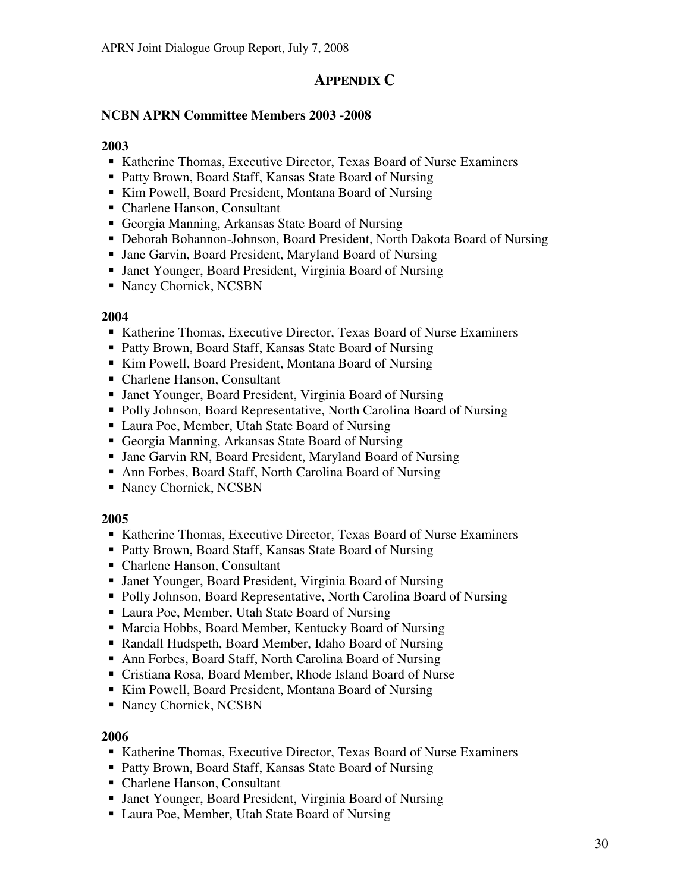# APPENDIX C

**NCBN APRN Committee Members 2003 -2008**

**2003**

- Katherine Thomas, Executive Director, Texas Board of Nurse Examiners
- Patty Brown, Board Staff, Kansas State Board of Nursing
- Kim Powell, Board President, Montana Board of Nursing
- Charlene Hanson, Consultant
- Georgia Manning, Arkansas State Board of Nursing
- Deborah Bohannon-Johnson, Board President, North Dakota Board of Nursing
- Jane Garvin, Board President, Maryland Board of Nursing
- Janet Younger, Board President, Virginia Board of Nursing
- Nancy Chornick, NCSBN

**2004**

- Katherine Thomas, Executive Director, Texas Board of Nurse Examiners
- Patty Brown, Board Staff, Kansas State Board of Nursing
- Kim Powell, Board President, Montana Board of Nursing
- Charlene Hanson, Consultant
- Janet Younger, Board President, Virginia Board of Nursing
- Polly Johnson, Board Representative, North Carolina Board of Nursing
- Laura Poe, Member, Utah State Board of Nursing
- Georgia Manning, Arkansas State Board of Nursing
- Jane Garvin RN, Board President, Maryland Board of Nursing
- Ann Forbes, Board Staff, North Carolina Board of Nursing
- Nancy Chornick, NCSBN

**2005**

- Katherine Thomas, Executive Director, Texas Board of Nurse Examiners
- Patty Brown, Board Staff, Kansas State Board of Nursing
- Charlene Hanson, Consultant
- Janet Younger, Board President, Virginia Board of Nursing
- Polly Johnson, Board Representative, North Carolina Board of Nursing
- Laura Poe, Member, Utah State Board of Nursing
- Marcia Hobbs, Board Member, Kentucky Board of Nursing
- Randall Hudspeth, Board Member, Idaho Board of Nursing
- Ann Forbes, Board Staff, North Carolina Board of Nursing
- Cristiana Rosa, Board Member, Rhode Island Board of Nurse
- Kim Powell, Board President, Montana Board of Nursing
- Nancy Chornick, NCSBN

**2006**

- Katherine Thomas, Executive Director, Texas Board of Nurse Examiners
- Patty Brown, Board Staff, Kansas State Board of Nursing
- Charlene Hanson, Consultant
- Janet Younger, Board President, Virginia Board of Nursing
- Laura Poe, Member, Utah State Board of Nursing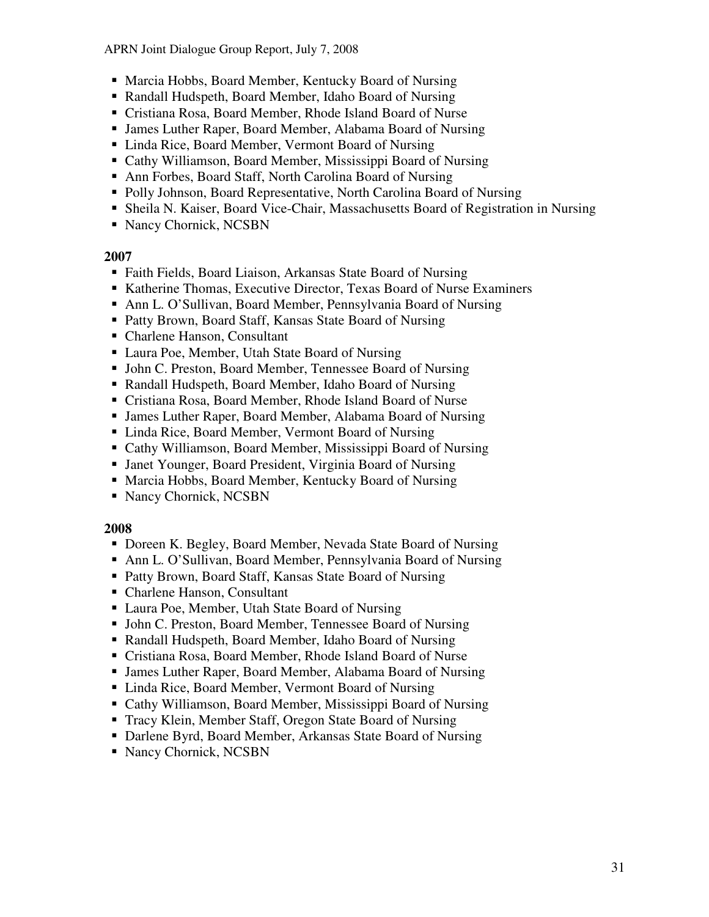- Marcia Hobbs, Board Member, Kentucky Board of Nursing
- Randall Hudspeth, Board Member, Idaho Board of Nursing
- Cristiana Rosa, Board Member, Rhode Island Board of Nurse
- James Luther Raper, Board Member, Alabama Board of Nursing
- Linda Rice, Board Member, Vermont Board of Nursing
- Cathy Williamson, Board Member, Mississippi Board of Nursing
- Ann Forbes, Board Staff, North Carolina Board of Nursing
- Polly Johnson, Board Representative, North Carolina Board of Nursing
- Sheila N. Kaiser, Board Vice-Chair, Massachusetts Board of Registration in Nursing
- Nancy Chornick, NCSBN

**2007**

- Faith Fields, Board Liaison, Arkansas State Board of Nursing
- Katherine Thomas, Executive Director, Texas Board of Nurse Examiners
- Ann L. O'Sullivan, Board Member, Pennsylvania Board of Nursing
- Patty Brown, Board Staff, Kansas State Board of Nursing
- Charlene Hanson, Consultant
- Laura Poe, Member, Utah State Board of Nursing
- John C. Preston, Board Member, Tennessee Board of Nursing
- Randall Hudspeth, Board Member, Idaho Board of Nursing
- Cristiana Rosa, Board Member, Rhode Island Board of Nurse
- James Luther Raper, Board Member, Alabama Board of Nursing
- Linda Rice, Board Member, Vermont Board of Nursing
- Cathy Williamson, Board Member, Mississippi Board of Nursing
- Janet Younger, Board President, Virginia Board of Nursing
- Marcia Hobbs, Board Member, Kentucky Board of Nursing
- Nancy Chornick, NCSBN

**2008**

- Doreen K. Begley, Board Member, Nevada State Board of Nursing
- Ann L. O'Sullivan, Board Member, Pennsylvania Board of Nursing
- Patty Brown, Board Staff, Kansas State Board of Nursing
- Charlene Hanson, Consultant
- Laura Poe, Member, Utah State Board of Nursing
- John C. Preston, Board Member, Tennessee Board of Nursing
- Randall Hudspeth, Board Member, Idaho Board of Nursing
- Cristiana Rosa, Board Member, Rhode Island Board of Nurse
- James Luther Raper, Board Member, Alabama Board of Nursing
- Linda Rice, Board Member, Vermont Board of Nursing
- Cathy Williamson, Board Member, Mississippi Board of Nursing
- Tracy Klein, Member Staff, Oregon State Board of Nursing
- Darlene Byrd, Board Member, Arkansas State Board of Nursing
- Nancy Chornick, NCSBN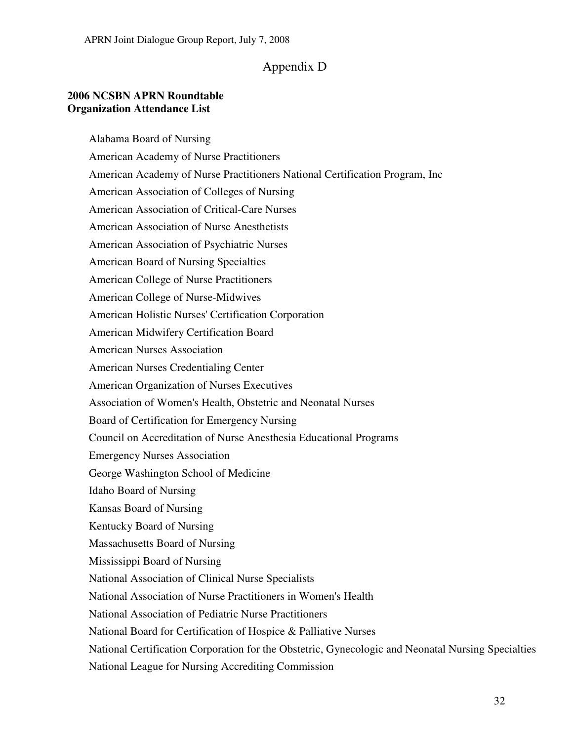# Appendix D

**2006 NCSBN APRN Roundtable**
**Organization Attendance List**

Alabama Board of Nursing

American Academy of Nurse Practitioners

American Academy of Nurse Practitioners National Certification Program, Inc

American Association of Colleges of Nursing

American Association of Critical-Care Nurses

American Association of Nurse Anesthetists

American Association of Psychiatric Nurses

American Board of Nursing Specialties

American College of Nurse Practitioners

American College of Nurse-Midwives

American Holistic Nurses' Certification Corporation

American Midwifery Certification Board

American Nurses Association

American Nurses Credentialing Center

American Organization of Nurses Executives

Association of Women's Health, Obstetric and Neonatal Nurses

Board of Certification for Emergency Nursing

Council on Accreditation of Nurse Anesthesia Educational Programs

Emergency Nurses Association

George Washington School of Medicine

Idaho Board of Nursing

Kansas Board of Nursing

Kentucky Board of Nursing

Massachusetts Board of Nursing

Mississippi Board of Nursing

National Association of Clinical Nurse Specialists

National Association of Nurse Practitioners in Women's Health

National Association of Pediatric Nurse Practitioners

National Board for Certification of Hospice & Palliative Nurses

National Certification Corporation for the Obstetric, Gynecologic and Neonatal Nursing Specialties

National League for Nursing Accrediting Commission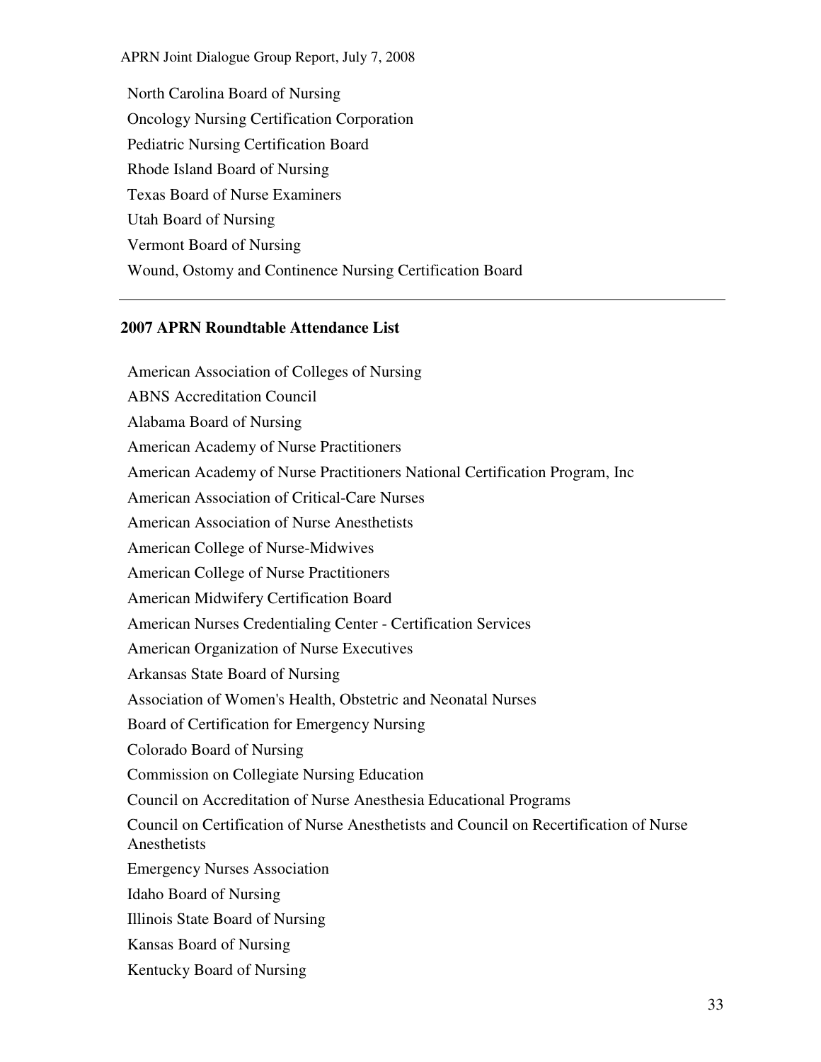North Carolina Board of Nursing

Oncology Nursing Certification Corporation

Pediatric Nursing Certification Board

Rhode Island Board of Nursing

Texas Board of Nurse Examiners

Utah Board of Nursing

Vermont Board of Nursing

Wound, Ostomy and Continence Nursing Certification Board

---

**2007 APRN Roundtable Attendance List**

American Association of Colleges of Nursing

ABNS Accreditation Council

Alabama Board of Nursing

American Academy of Nurse Practitioners

American Academy of Nurse Practitioners National Certification Program, Inc

American Association of Critical-Care Nurses

American Association of Nurse Anesthetists

American College of Nurse-Midwives

American College of Nurse Practitioners

American Midwifery Certification Board

American Nurses Credentialing Center - Certification Services

American Organization of Nurse Executives

Arkansas State Board of Nursing

Association of Women's Health, Obstetric and Neonatal Nurses

Board of Certification for Emergency Nursing

Colorado Board of Nursing

Commission on Collegiate Nursing Education

Council on Accreditation of Nurse Anesthesia Educational Programs

Council on Certification of Nurse Anesthetists and Council on Recertification of Nurse Anesthetists

Emergency Nurses Association

Idaho Board of Nursing

Illinois State Board of Nursing

Kansas Board of Nursing

Kentucky Board of Nursing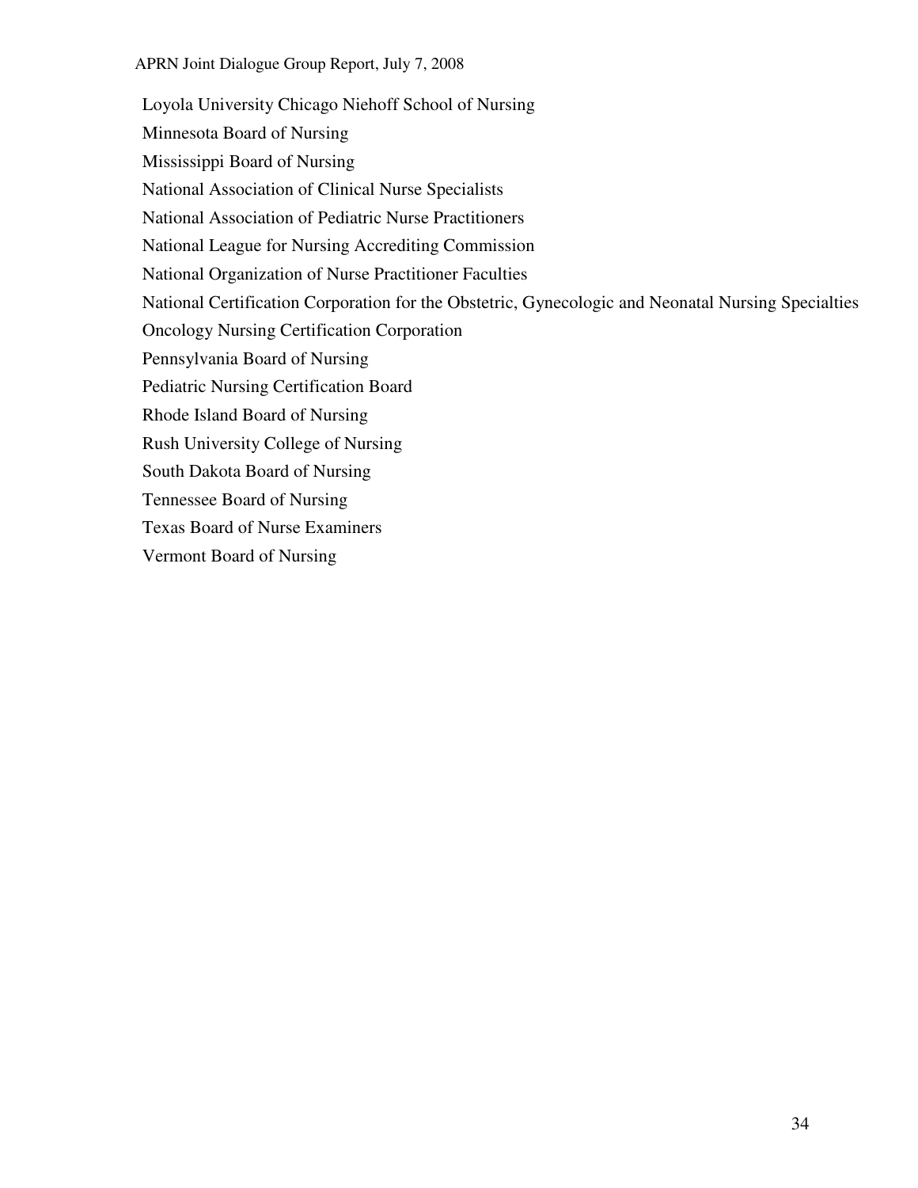Loyola University Chicago Niehoff School of Nursing

Minnesota Board of Nursing

Mississippi Board of Nursing

National Association of Clinical Nurse Specialists

National Association of Pediatric Nurse Practitioners

National League for Nursing Accrediting Commission

National Organization of Nurse Practitioner Faculties

National Certification Corporation for the Obstetric, Gynecologic and Neonatal Nursing Specialties

Oncology Nursing Certification Corporation

Pennsylvania Board of Nursing

Pediatric Nursing Certification Board

Rhode Island Board of Nursing

Rush University College of Nursing

South Dakota Board of Nursing

Tennessee Board of Nursing

Texas Board of Nurse Examiners

Vermont Board of Nursing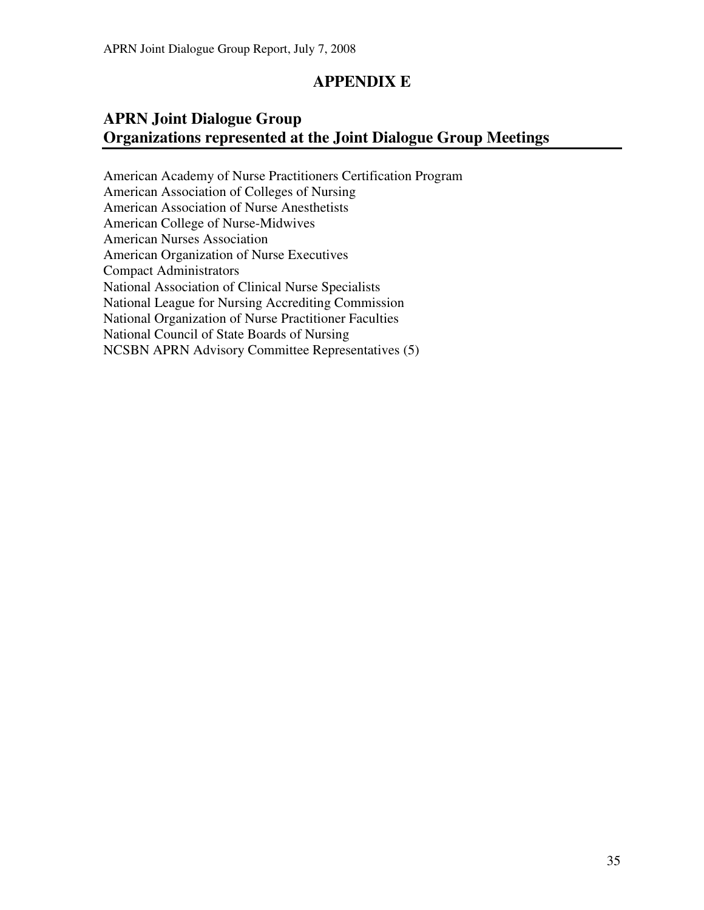# APPENDIX E

## APRN Joint Dialogue Group
## Organizations represented at the Joint Dialogue Group Meetings

American Academy of Nurse Practitioners Certification Program
American Association of Colleges of Nursing
American Association of Nurse Anesthetists
American College of Nurse-Midwives
American Nurses Association
American Organization of Nurse Executives
Compact Administrators
National Association of Clinical Nurse Specialists
National League for Nursing Accrediting Commission
National Organization of Nurse Practitioner Faculties
National Council of State Boards of Nursing
NCSBN APRN Advisory Committee Representatives (5)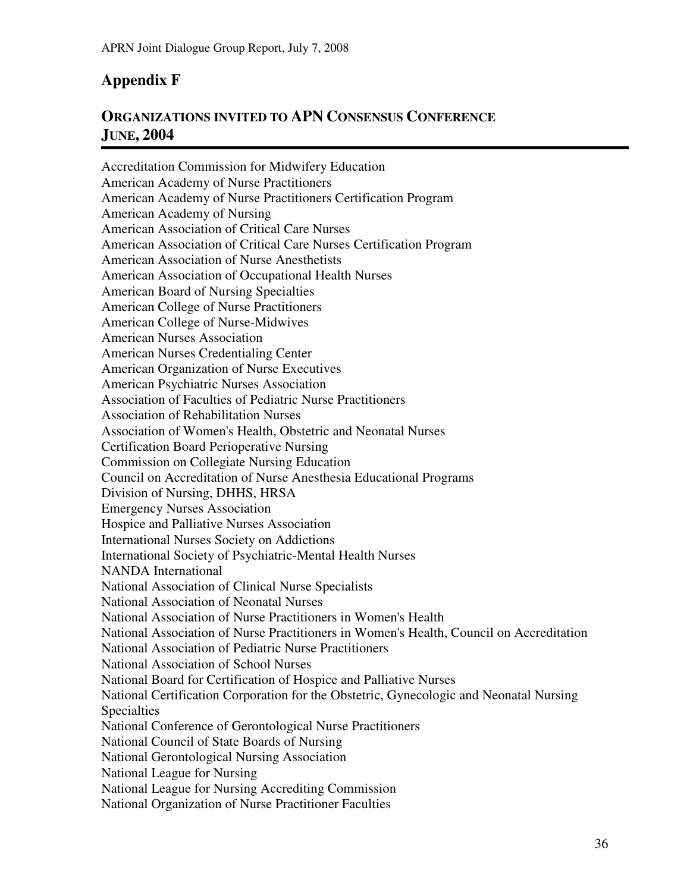## Appendix F

### ORGANIZATIONS INVITED TO APN CONSENSUS CONFERENCE JUNE, 2004

Accreditation Commission for Midwifery Education
American Academy of Nurse Practitioners
American Academy of Nurse Practitioners Certification Program
American Academy of Nursing
American Association of Critical Care Nurses
American Association of Critical Care Nurses Certification Program
American Association of Nurse Anesthetists
American Association of Occupational Health Nurses
American Board of Nursing Specialties
American College of Nurse Practitioners
American College of Nurse-Midwives
American Nurses Association
American Nurses Credentialing Center
American Organization of Nurse Executives
American Psychiatric Nurses Association
Association of Faculties of Pediatric Nurse Practitioners
Association of Rehabilitation Nurses
Association of Women's Health, Obstetric and Neonatal Nurses
Certification Board Perioperative Nursing
Commission on Collegiate Nursing Education
Council on Accreditation of Nurse Anesthesia Educational Programs
Division of Nursing, DHHS, HRSA
Emergency Nurses Association
Hospice and Palliative Nurses Association
International Nurses Society on Addictions
International Society of Psychiatric-Mental Health Nurses
NANDA International
National Association of Clinical Nurse Specialists
National Association of Neonatal Nurses
National Association of Nurse Practitioners in Women's Health
National Association of Nurse Practitioners in Women's Health, Council on Accreditation
National Association of Pediatric Nurse Practitioners
National Association of School Nurses
National Board for Certification of Hospice and Palliative Nurses
National Certification Corporation for the Obstetric, Gynecologic and Neonatal Nursing Specialties
National Conference of Gerontological Nurse Practitioners
National Council of State Boards of Nursing
National Gerontological Nursing Association
National League for Nursing
National League for Nursing Accrediting Commission
National Organization of Nurse Practitioner Faculties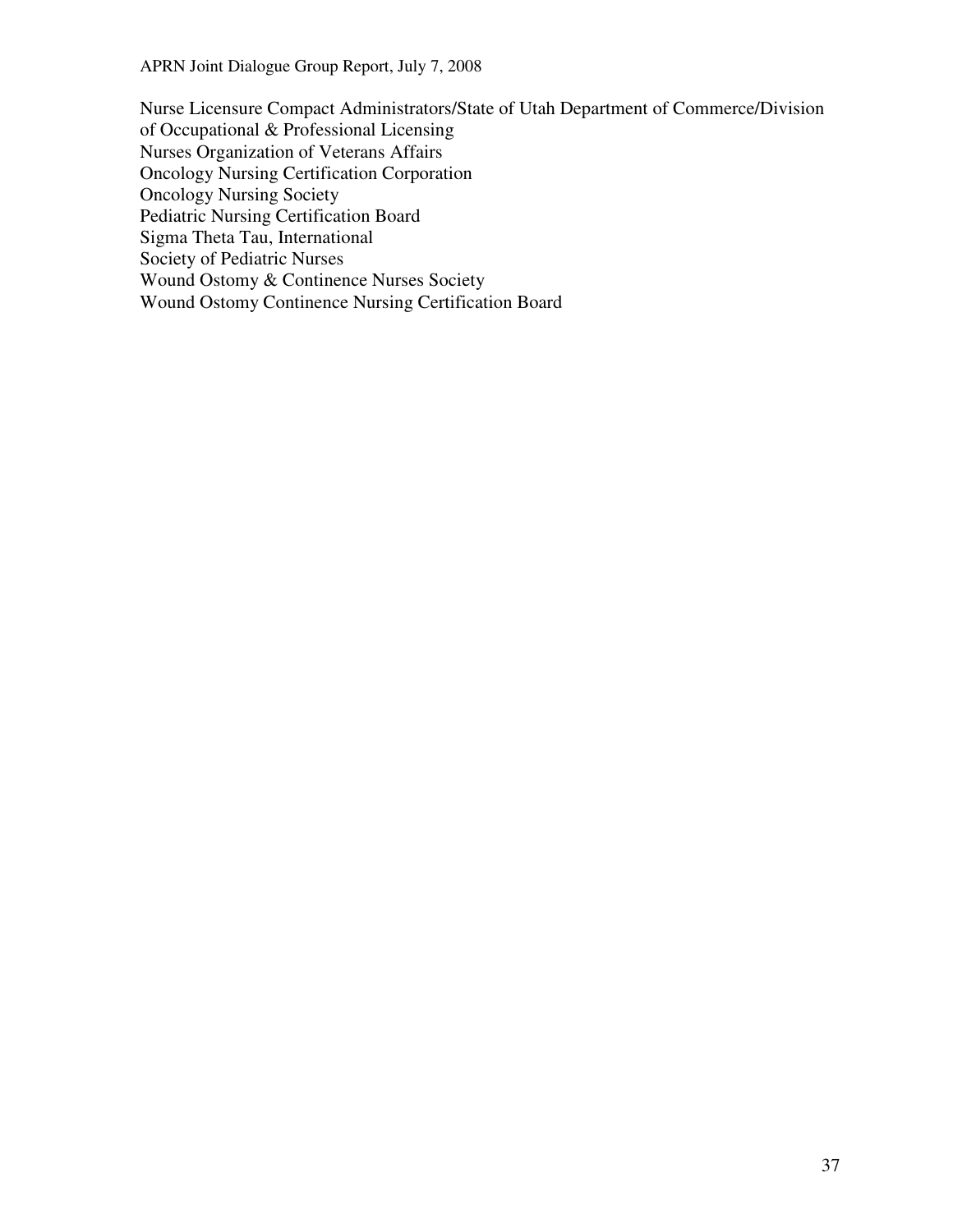Nurse Licensure Compact Administrators/State of Utah Department of Commerce/Division of Occupational & Professional Licensing
Nurses Organization of Veterans Affairs
Oncology Nursing Certification Corporation
Oncology Nursing Society
Pediatric Nursing Certification Board
Sigma Theta Tau, International
Society of Pediatric Nurses
Wound Ostomy & Continence Nurses Society
Wound Ostomy Continence Nursing Certification Board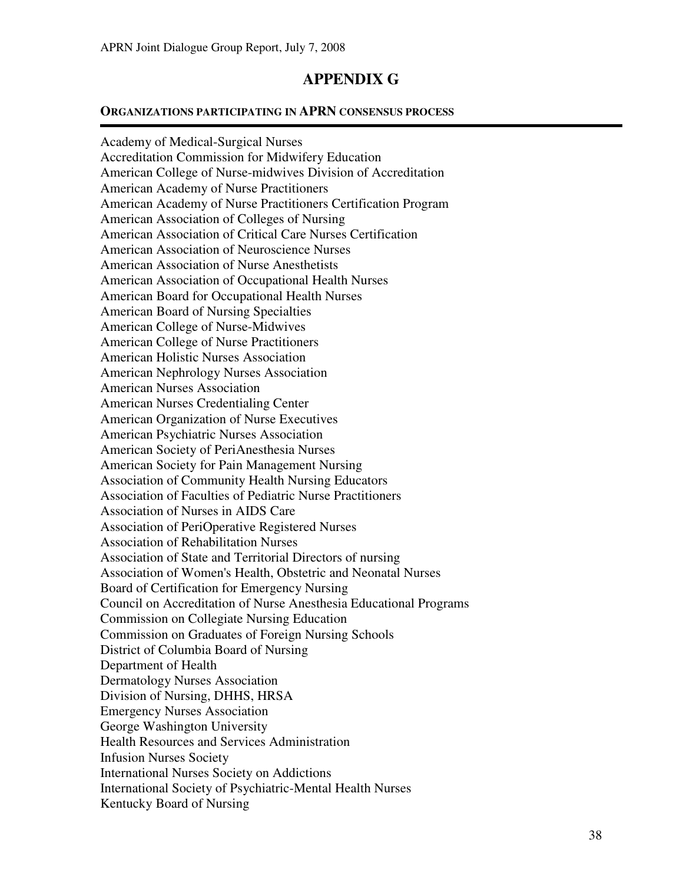# APPENDIX G

## ORGANIZATIONS PARTICIPATING IN APRN CONSENSUS PROCESS

Academy of Medical-Surgical Nurses
Accreditation Commission for Midwifery Education
American College of Nurse-midwives Division of Accreditation
American Academy of Nurse Practitioners
American Academy of Nurse Practitioners Certification Program
American Association of Colleges of Nursing
American Association of Critical Care Nurses Certification
American Association of Neuroscience Nurses
American Association of Nurse Anesthetists
American Association of Occupational Health Nurses
American Board for Occupational Health Nurses
American Board of Nursing Specialties
American College of Nurse-Midwives
American College of Nurse Practitioners
American Holistic Nurses Association
American Nephrology Nurses Association
American Nurses Association
American Nurses Credentialing Center
American Organization of Nurse Executives
American Psychiatric Nurses Association
American Society of PeriAnesthesia Nurses
American Society for Pain Management Nursing
Association of Community Health Nursing Educators
Association of Faculties of Pediatric Nurse Practitioners
Association of Nurses in AIDS Care
Association of PeriOperative Registered Nurses
Association of Rehabilitation Nurses
Association of State and Territorial Directors of nursing
Association of Women's Health, Obstetric and Neonatal Nurses
Board of Certification for Emergency Nursing
Council on Accreditation of Nurse Anesthesia Educational Programs
Commission on Collegiate Nursing Education
Commission on Graduates of Foreign Nursing Schools
District of Columbia Board of Nursing
Department of Health
Dermatology Nurses Association
Division of Nursing, DHHS, HRSA
Emergency Nurses Association
George Washington University
Health Resources and Services Administration
Infusion Nurses Society
International Nurses Society on Addictions
International Society of Psychiatric-Mental Health Nurses
Kentucky Board of Nursing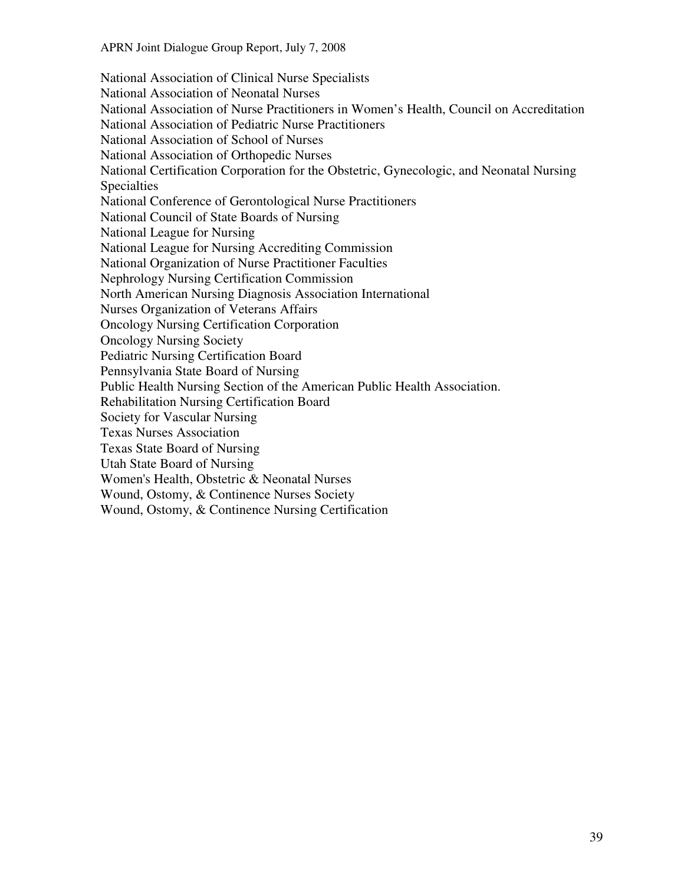National Association of Clinical Nurse Specialists
National Association of Neonatal Nurses
National Association of Nurse Practitioners in Women's Health, Council on Accreditation
National Association of Pediatric Nurse Practitioners
National Association of School of Nurses
National Association of Orthopedic Nurses
National Certification Corporation for the Obstetric, Gynecologic, and Neonatal Nursing Specialties
National Conference of Gerontological Nurse Practitioners
National Council of State Boards of Nursing
National League for Nursing
National League for Nursing Accrediting Commission
National Organization of Nurse Practitioner Faculties
Nephrology Nursing Certification Commission
North American Nursing Diagnosis Association International
Nurses Organization of Veterans Affairs
Oncology Nursing Certification Corporation
Oncology Nursing Society
Pediatric Nursing Certification Board
Pennsylvania State Board of Nursing
Public Health Nursing Section of the American Public Health Association.
Rehabilitation Nursing Certification Board
Society for Vascular Nursing
Texas Nurses Association
Texas State Board of Nursing
Utah State Board of Nursing
Women's Health, Obstetric & Neonatal Nurses
Wound, Ostomy, & Continence Nurses Society
Wound, Ostomy, & Continence Nursing Certification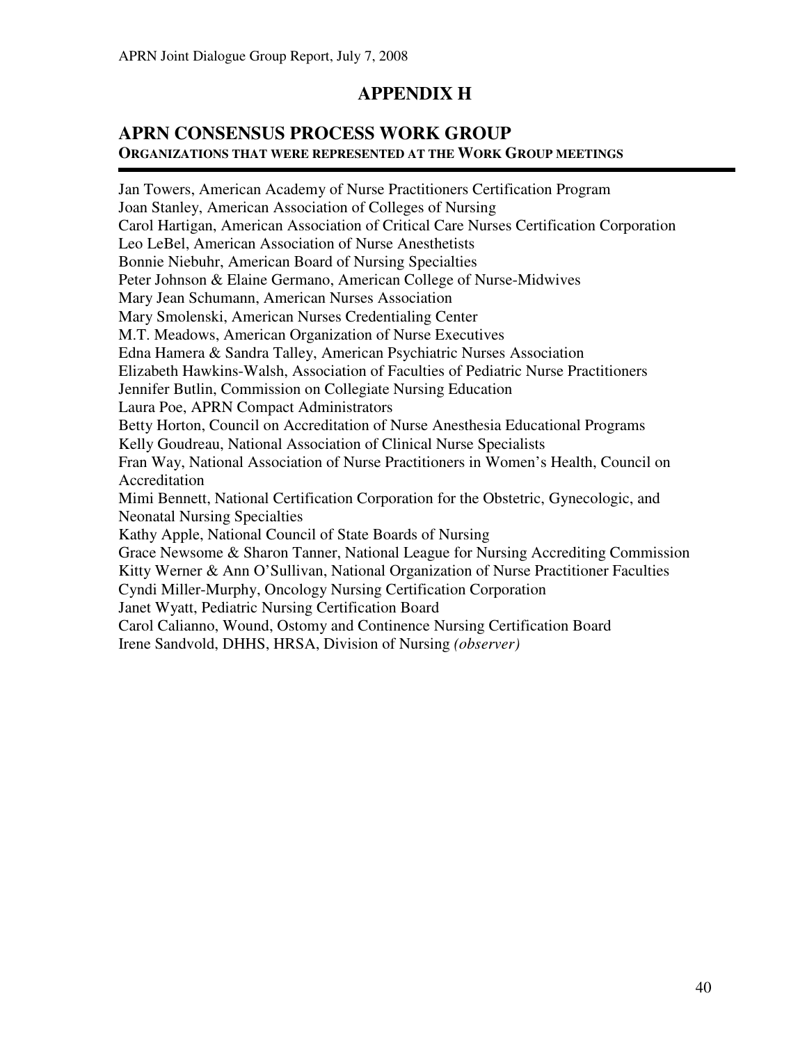# APPENDIX H

## APRN CONSENSUS PROCESS WORK GROUP

**ORGANIZATIONS THAT WERE REPRESENTED AT THE WORK GROUP MEETINGS**

Jan Towers, American Academy of Nurse Practitioners Certification Program
Joan Stanley, American Association of Colleges of Nursing
Carol Hartigan, American Association of Critical Care Nurses Certification Corporation
Leo LeBel, American Association of Nurse Anesthetists
Bonnie Niebuhr, American Board of Nursing Specialties
Peter Johnson & Elaine Germano, American College of Nurse-Midwives
Mary Jean Schumann, American Nurses Association
Mary Smolenski, American Nurses Credentialing Center
M.T. Meadows, American Organization of Nurse Executives
Edna Hamera & Sandra Talley, American Psychiatric Nurses Association
Elizabeth Hawkins-Walsh, Association of Faculties of Pediatric Nurse Practitioners
Jennifer Butlin, Commission on Collegiate Nursing Education
Laura Poe, APRN Compact Administrators
Betty Horton, Council on Accreditation of Nurse Anesthesia Educational Programs
Kelly Goudreau, National Association of Clinical Nurse Specialists
Fran Way, National Association of Nurse Practitioners in Women's Health, Council on Accreditation
Mimi Bennett, National Certification Corporation for the Obstetric, Gynecologic, and Neonatal Nursing Specialties
Kathy Apple, National Council of State Boards of Nursing
Grace Newsome & Sharon Tanner, National League for Nursing Accrediting Commission
Kitty Werner & Ann O'Sullivan, National Organization of Nurse Practitioner Faculties
Cyndi Miller-Murphy, Oncology Nursing Certification Corporation
Janet Wyatt, Pediatric Nursing Certification Board
Carol Calianno, Wound, Ostomy and Continence Nursing Certification Board
Irene Sandvold, DHHS, HRSA, Division of Nursing *(observer)*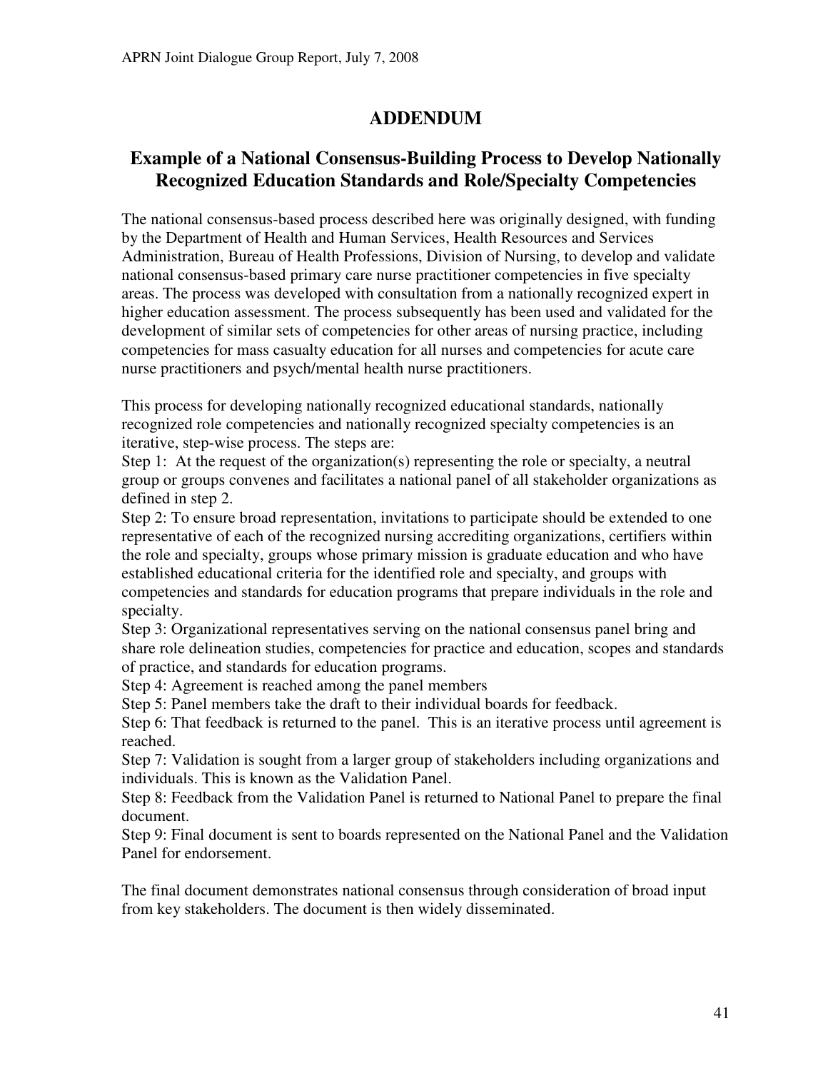# ADDENDUM

## Example of a National Consensus-Building Process to Develop Nationally Recognized Education Standards and Role/Specialty Competencies

The national consensus-based process described here was originally designed, with funding by the Department of Health and Human Services, Health Resources and Services Administration, Bureau of Health Professions, Division of Nursing, to develop and validate national consensus-based primary care nurse practitioner competencies in five specialty areas. The process was developed with consultation from a nationally recognized expert in higher education assessment. The process subsequently has been used and validated for the development of similar sets of competencies for other areas of nursing practice, including competencies for mass casualty education for all nurses and competencies for acute care nurse practitioners and psych/mental health nurse practitioners.

This process for developing nationally recognized educational standards, nationally recognized role competencies and nationally recognized specialty competencies is an iterative, step-wise process. The steps are:

Step 1: At the request of the organization(s) representing the role or specialty, a neutral group or groups convenes and facilitates a national panel of all stakeholder organizations as defined in step 2.

Step 2: To ensure broad representation, invitations to participate should be extended to one representative of each of the recognized nursing accrediting organizations, certifiers within the role and specialty, groups whose primary mission is graduate education and who have established educational criteria for the identified role and specialty, and groups with competencies and standards for education programs that prepare individuals in the role and specialty.

Step 3: Organizational representatives serving on the national consensus panel bring and share role delineation studies, competencies for practice and education, scopes and standards of practice, and standards for education programs.

Step 4: Agreement is reached among the panel members

Step 5: Panel members take the draft to their individual boards for feedback.

Step 6: That feedback is returned to the panel. This is an iterative process until agreement is reached.

Step 7: Validation is sought from a larger group of stakeholders including organizations and individuals. This is known as the Validation Panel.

Step 8: Feedback from the Validation Panel is returned to National Panel to prepare the final document.

Step 9: Final document is sent to boards represented on the National Panel and the Validation Panel for endorsement.

The final document demonstrates national consensus through consideration of broad input from key stakeholders. The document is then widely disseminated.